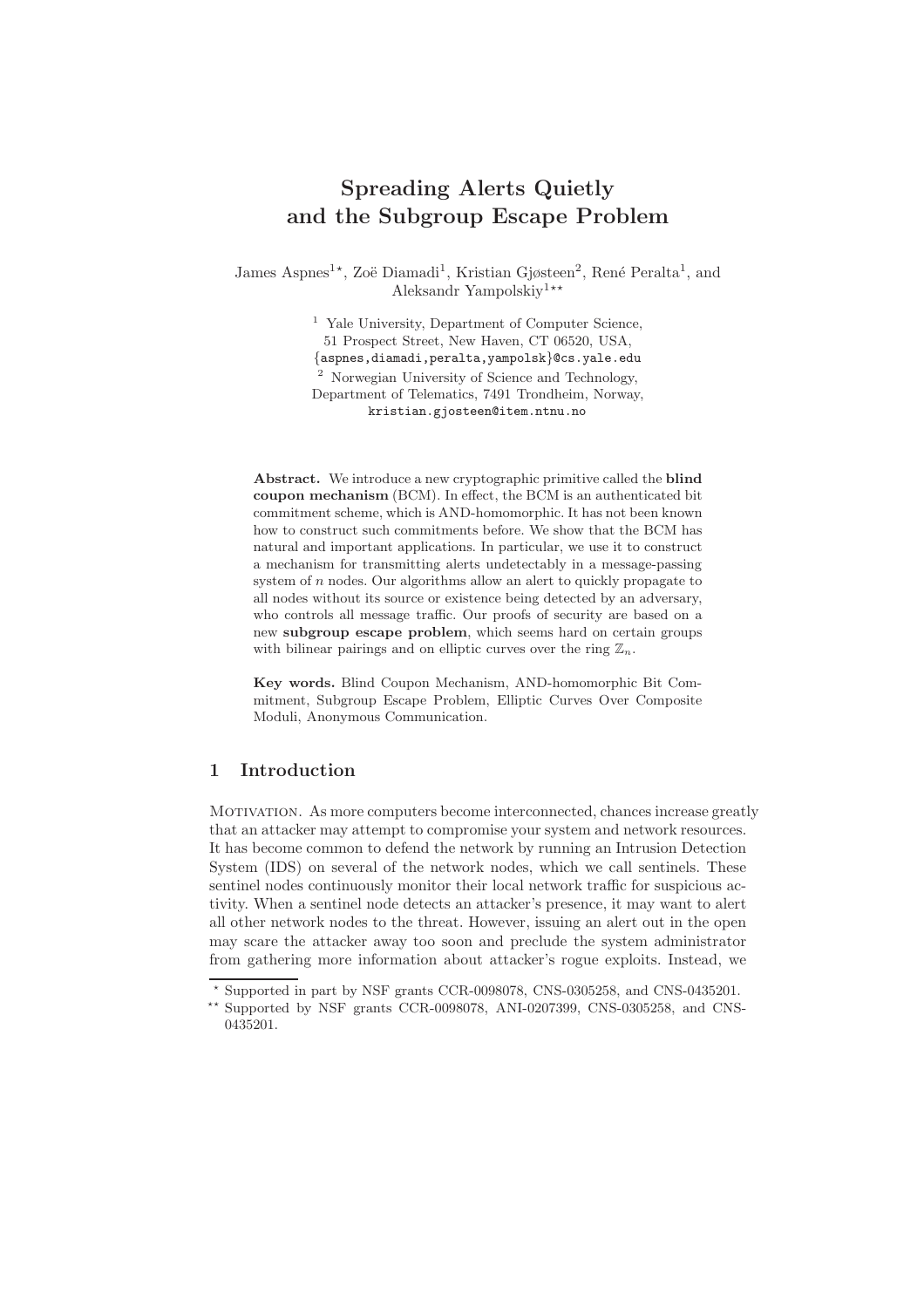# Spreading Alerts Quietly and the Subgroup Escape Problem

James Aspnes[1⋆], Zoë Diamadi[1], Kristian Gjøsteen[2], René Peralta[1], and Aleksandr Yampolskiy[1⋆⋆]

[1] Yale University, Department of Computer Science,
51 Prospect Street, New Haven, CT 06520, USA,
{aspnes,diamadi,peralta,yampolsk}@cs.yale.edu

[2] Norwegian University of Science and Technology,
Department of Telematics, 7491 Trondheim, Norway,
kristian.gjosteen@item.ntnu.no

**Abstract.** We introduce a new cryptographic primitive called the **blind coupon mechanism** (BCM). In effect, the BCM is an authenticated bit commitment scheme, which is AND-homomorphic. It has not been known how to construct such commitments before. We show that the BCM has natural and important applications. In particular, we use it to construct a mechanism for transmitting alerts undetectably in a message-passing system of $n$ nodes. Our algorithms allow an alert to quickly propagate to all nodes without its source or existence being detected by an adversary, who controls all message traffic. Our proofs of security are based on a new **subgroup escape problem**, which seems hard on certain groups with bilinear pairings and on elliptic curves over the ring $\mathbb{Z}_n$.

**Key words.** Blind Coupon Mechanism, AND-homomorphic Bit Commitment, Subgroup Escape Problem, Elliptic Curves Over Composite Moduli, Anonymous Communication.

## 1 Introduction

Motivation. As more computers become interconnected, chances increase greatly that an attacker may attempt to compromise your system and network resources. It has become common to defend the network by running an Intrusion Detection System (IDS) on several of the network nodes, which we call sentinels. These sentinel nodes continuously monitor their local network traffic for suspicious activity. When a sentinel node detects an attacker's presence, it may want to alert all other network nodes to the threat. However, issuing an alert out in the open may scare the attacker away too soon and preclude the system administrator from gathering more information about attacker's rogue exploits. Instead, we

⋆ Supported in part by NSF grants CCR-0098078, CNS-0305258, and CNS-0435201.

⋆⋆ Supported by NSF grants CCR-0098078, ANI-0207399, CNS-0305258, and CNS-0435201.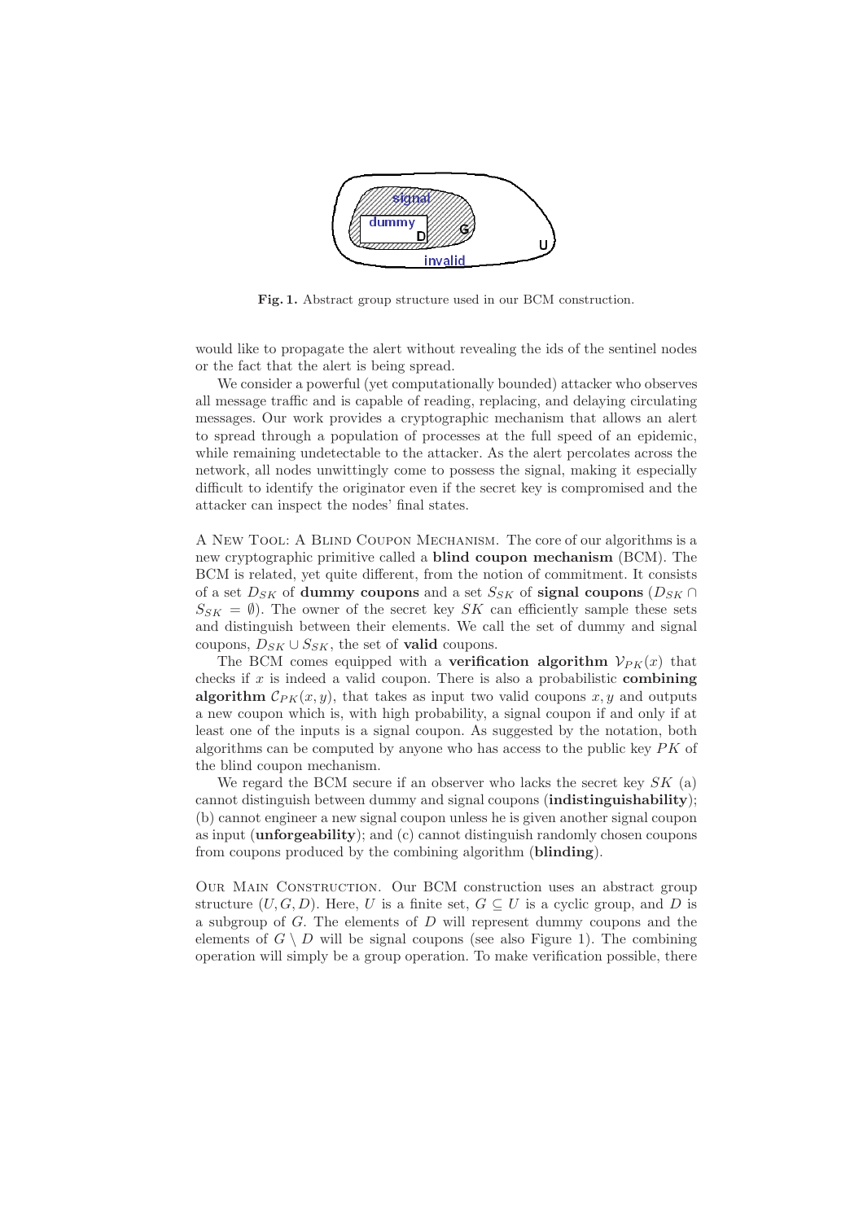**Fig. 1.** Abstract group structure used in our BCM construction.

would like to propagate the alert without revealing the ids of the sentinel nodes or the fact that the alert is being spread.

We consider a powerful (yet computationally bounded) attacker who observes all message traffic and is capable of reading, replacing, and delaying circulating messages. Our work provides a cryptographic mechanism that allows an alert to spread through a population of processes at the full speed of an epidemic, while remaining undetectable to the attacker. As the alert percolates across the network, all nodes unwittingly come to possess the signal, making it especially difficult to identify the originator even if the secret key is compromised and the attacker can inspect the nodes' final states.

A New Tool: A Blind Coupon Mechanism. The core of our algorithms is a new cryptographic primitive called a **blind coupon mechanism** (BCM). The BCM is related, yet quite different, from the notion of commitment. It consists of a set $D_{SK}$ of **dummy coupons** and a set $S_{SK}$ of **signal coupons** ($D_{SK} \cap S_{SK} = \emptyset$). The owner of the secret key $SK$ can efficiently sample these sets and distinguish between their elements. We call the set of dummy and signal coupons, $D_{SK} \cup S_{SK}$, the set of **valid** coupons.

The BCM comes equipped with a **verification algorithm** $\mathcal{V}_{PK}(x)$ that checks if $x$ is indeed a valid coupon. There is also a probabilistic **combining algorithm** $\mathcal{C}_{PK}(x, y)$, that takes as input two valid coupons $x, y$ and outputs a new coupon which is, with high probability, a signal coupon if and only if at least one of the inputs is a signal coupon. As suggested by the notation, both algorithms can be computed by anyone who has access to the public key $PK$ of the blind coupon mechanism.

We regard the BCM secure if an observer who lacks the secret key $SK$ (a) cannot distinguish between dummy and signal coupons (**indistinguishability**); (b) cannot engineer a new signal coupon unless he is given another signal coupon as input (**unforgeability**); and (c) cannot distinguish randomly chosen coupons from coupons produced by the combining algorithm (**blinding**).

Our Main Construction. Our BCM construction uses an abstract group structure $(U, G, D)$. Here, $U$ is a finite set, $G \subseteq U$ is a cyclic group, and $D$ is a subgroup of $G$. The elements of $D$ will represent dummy coupons and the elements of $G \setminus D$ will be signal coupons (see also Figure 1). The combining operation will simply be a group operation. To make verification possible, there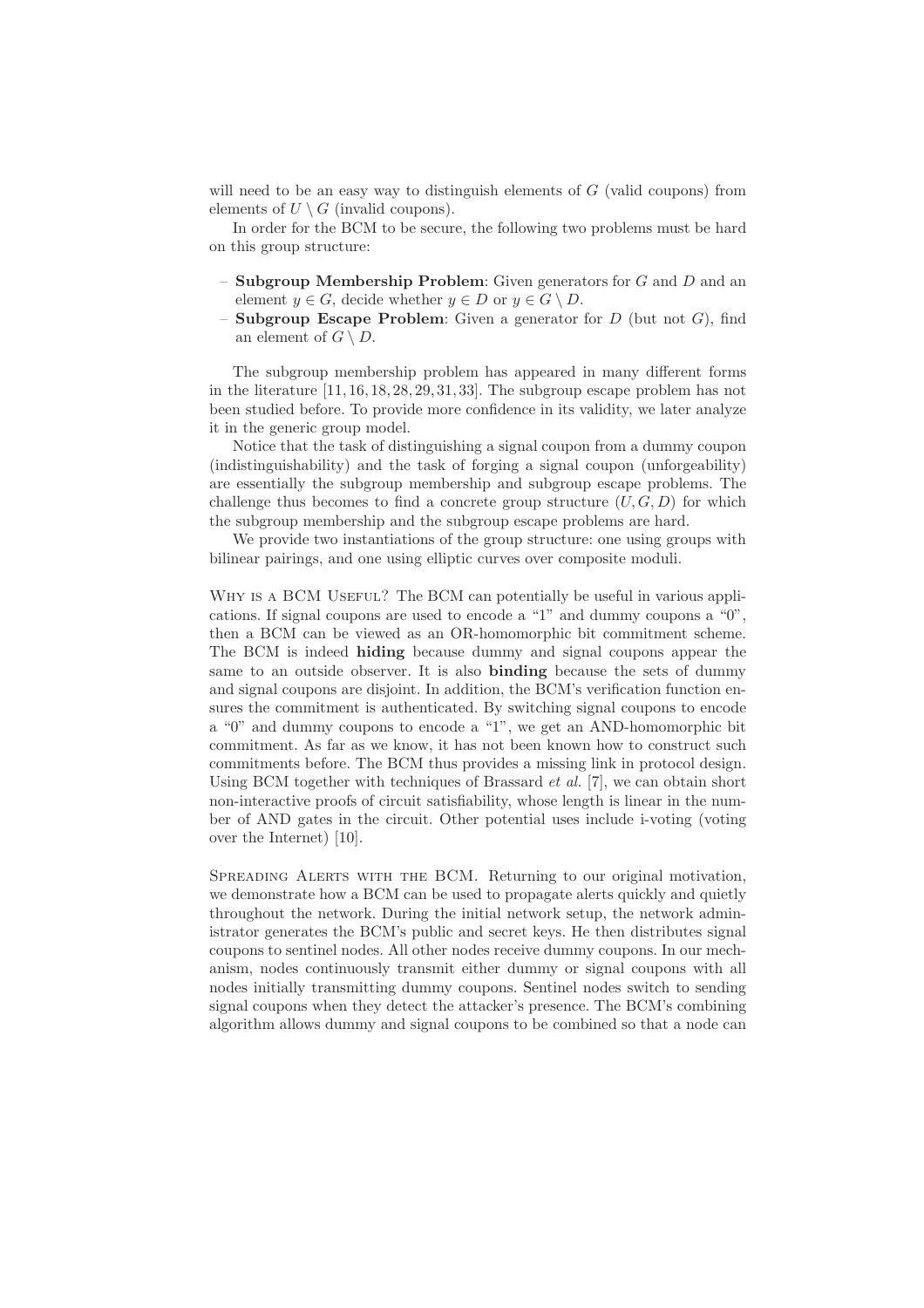will need to be an easy way to distinguish elements of $G$ (valid coupons) from elements of $U \setminus G$ (invalid coupons).

In order for the BCM to be secure, the following two problems must be hard on this group structure:

- **Subgroup Membership Problem**: Given generators for $G$ and $D$ and an element $y \in G$, decide whether $y \in D$ or $y \in G \setminus D$.
- **Subgroup Escape Problem**: Given a generator for $D$ (but not $G$), find an element of $G \setminus D$.

The subgroup membership problem has appeared in many different forms in the literature [11, 16, 18, 28, 29, 31, 33]. The subgroup escape problem has not been studied before. To provide more confidence in its validity, we later analyze it in the generic group model.

Notice that the task of distinguishing a signal coupon from a dummy coupon (indistinguishability) and the task of forging a signal coupon (unforgeability) are essentially the subgroup membership and subgroup escape problems. The challenge thus becomes to find a concrete group structure $(U, G, D)$ for which the subgroup membership and the subgroup escape problems are hard.

We provide two instantiations of the group structure: one using groups with bilinear pairings, and one using elliptic curves over composite moduli.

Why is a BCM Useful? The BCM can potentially be useful in various applications. If signal coupons are used to encode a "1" and dummy coupons a "0", then a BCM can be viewed as an OR-homomorphic bit commitment scheme. The BCM is indeed **hiding** because dummy and signal coupons appear the same to an outside observer. It is also **binding** because the sets of dummy and signal coupons are disjoint. In addition, the BCM's verification function ensures the commitment is authenticated. By switching signal coupons to encode a "0" and dummy coupons to encode a "1", we get an AND-homomorphic bit commitment. As far as we know, it has not been known how to construct such commitments before. The BCM thus provides a missing link in protocol design. Using BCM together with techniques of Brassard *et al.* [7], we can obtain short non-interactive proofs of circuit satisfiability, whose length is linear in the number of AND gates in the circuit. Other potential uses include i-voting (voting over the Internet) [10].

Spreading Alerts with the BCM. Returning to our original motivation, we demonstrate how a BCM can be used to propagate alerts quickly and quietly throughout the network. During the initial network setup, the network administrator generates the BCM's public and secret keys. He then distributes signal coupons to sentinel nodes. All other nodes receive dummy coupons. In our mechanism, nodes continuously transmit either dummy or signal coupons with all nodes initially transmitting dummy coupons. Sentinel nodes switch to sending signal coupons when they detect the attacker's presence. The BCM's combining algorithm allows dummy and signal coupons to be combined so that a node can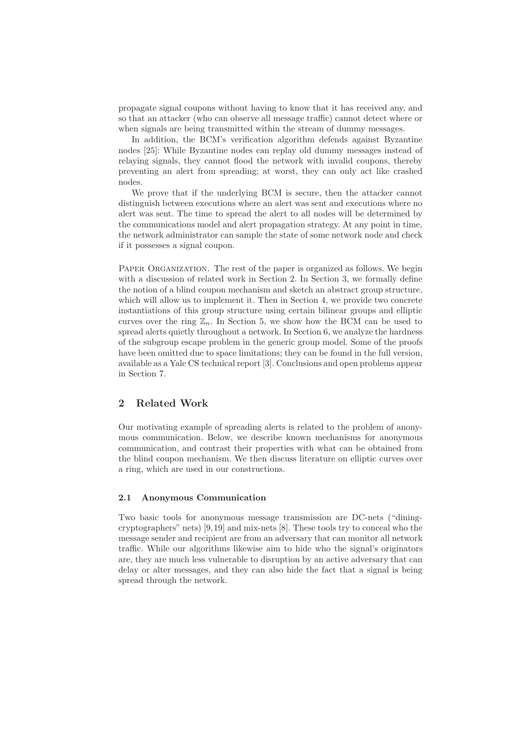propagate signal coupons without having to know that it has received any, and so that an attacker (who can observe all message traffic) cannot detect where or when signals are being transmitted within the stream of dummy messages.

In addition, the BCM's verification algorithm defends against Byzantine nodes [25]: While Byzantine nodes can replay old dummy messages instead of relaying signals, they cannot flood the network with invalid coupons, thereby preventing an alert from spreading; at worst, they can only act like crashed nodes.

We prove that if the underlying BCM is secure, then the attacker cannot distinguish between executions where an alert was sent and executions where no alert was sent. The time to spread the alert to all nodes will be determined by the communications model and alert propagation strategy. At any point in time, the network administrator can sample the state of some network node and check if it possesses a signal coupon.

Paper Organization. The rest of the paper is organized as follows. We begin with a discussion of related work in Section 2. In Section 3, we formally define the notion of a blind coupon mechanism and sketch an abstract group structure, which will allow us to implement it. Then in Section 4, we provide two concrete instantiations of this group structure using certain bilinear groups and elliptic curves over the ring $\mathbb{Z}_n$. In Section 5, we show how the BCM can be used to spread alerts quietly throughout a network. In Section 6, we analyze the hardness of the subgroup escape problem in the generic group model. Some of the proofs have been omitted due to space limitations; they can be found in the full version, available as a Yale CS technical report [3]. Conclusions and open problems appear in Section 7.

## 2 Related Work

Our motivating example of spreading alerts is related to the problem of anonymous communication. Below, we describe known mechanisms for anonymous communication, and contrast their properties with what can be obtained from the blind coupon mechanism. We then discuss literature on elliptic curves over a ring, which are used in our constructions.

### 2.1 Anonymous Communication

Two basic tools for anonymous message transmission are DC-nets ("dining-cryptographers" nets) [9,19] and mix-nets [8]. These tools try to conceal who the message sender and recipient are from an adversary that can monitor all network traffic. While our algorithms likewise aim to hide who the signal's originators are, they are much less vulnerable to disruption by an active adversary that can delay or alter messages, and they can also hide the fact that a signal is being spread through the network.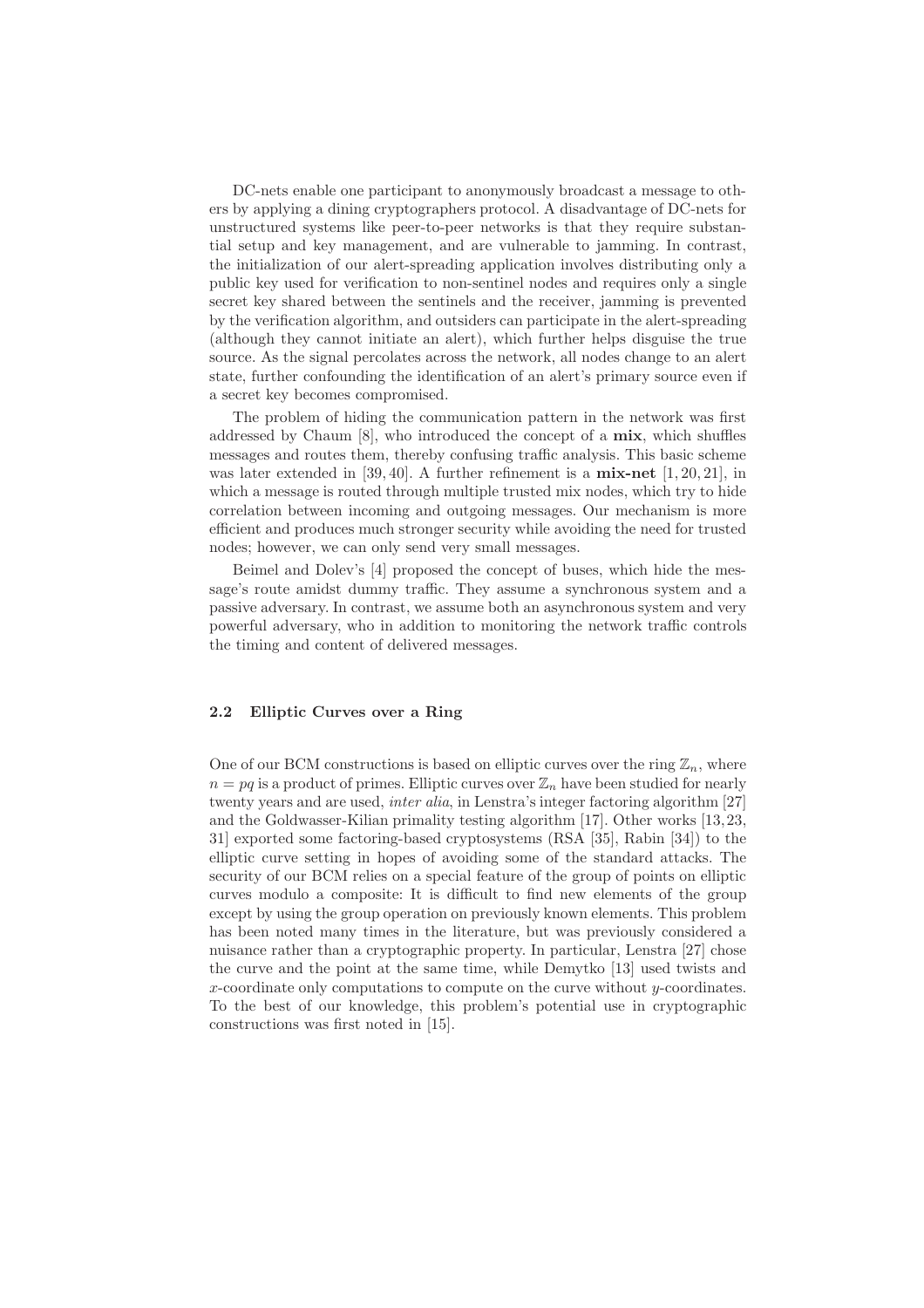DC-nets enable one participant to anonymously broadcast a message to others by applying a dining cryptographers protocol. A disadvantage of DC-nets for unstructured systems like peer-to-peer networks is that they require substantial setup and key management, and are vulnerable to jamming. In contrast, the initialization of our alert-spreading application involves distributing only a public key used for verification to non-sentinel nodes and requires only a single secret key shared between the sentinels and the receiver, jamming is prevented by the verification algorithm, and outsiders can participate in the alert-spreading (although they cannot initiate an alert), which further helps disguise the true source. As the signal percolates across the network, all nodes change to an alert state, further confounding the identification of an alert's primary source even if a secret key becomes compromised.

The problem of hiding the communication pattern in the network was first addressed by Chaum [8], who introduced the concept of a **mix**, which shuffles messages and routes them, thereby confusing traffic analysis. This basic scheme was later extended in [39, 40]. A further refinement is a **mix-net** [1, 20, 21], in which a message is routed through multiple trusted mix nodes, which try to hide correlation between incoming and outgoing messages. Our mechanism is more efficient and produces much stronger security while avoiding the need for trusted nodes; however, we can only send very small messages.

Beimel and Dolev's [4] proposed the concept of buses, which hide the message's route amidst dummy traffic. They assume a synchronous system and a passive adversary. In contrast, we assume both an asynchronous system and very powerful adversary, who in addition to monitoring the network traffic controls the timing and content of delivered messages.

### 2.2 Elliptic Curves over a Ring

One of our BCM constructions is based on elliptic curves over the ring $\mathbb{Z}_n$, where $n = pq$ is a product of primes. Elliptic curves over $\mathbb{Z}_n$ have been studied for nearly twenty years and are used, *inter alia*, in Lenstra's integer factoring algorithm [27] and the Goldwasser-Kilian primality testing algorithm [17]. Other works [13, 23, 31] exported some factoring-based cryptosystems (RSA [35], Rabin [34]) to the elliptic curve setting in hopes of avoiding some of the standard attacks. The security of our BCM relies on a special feature of the group of points on elliptic curves modulo a composite: It is difficult to find new elements of the group except by using the group operation on previously known elements. This problem has been noted many times in the literature, but was previously considered a nuisance rather than a cryptographic property. In particular, Lenstra [27] chose the curve and the point at the same time, while Demytko [13] used twists and $x$-coordinate only computations to compute on the curve without $y$-coordinates. To the best of our knowledge, this problem's potential use in cryptographic constructions was first noted in [15].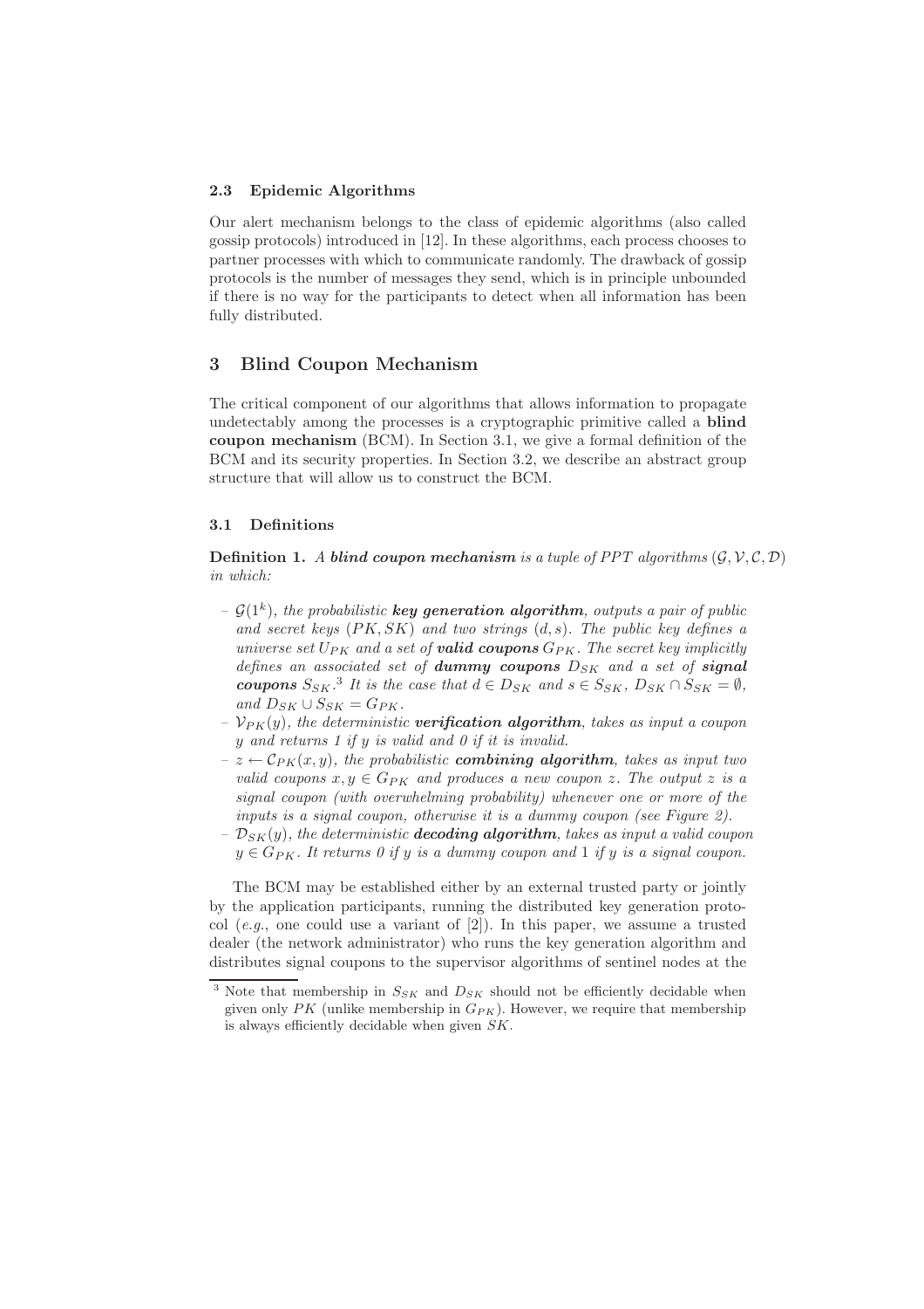### 2.3 Epidemic Algorithms

Our alert mechanism belongs to the class of epidemic algorithms (also called gossip protocols) introduced in [12]. In these algorithms, each process chooses to partner processes with which to communicate randomly. The drawback of gossip protocols is the number of messages they send, which is in principle unbounded if there is no way for the participants to detect when all information has been fully distributed.

## 3 Blind Coupon Mechanism

The critical component of our algorithms that allows information to propagate undetectably among the processes is a cryptographic primitive called a **blind coupon mechanism** (BCM). In Section 3.1, we give a formal definition of the BCM and its security properties. In Section 3.2, we describe an abstract group structure that will allow us to construct the BCM.

### 3.1 Definitions

**Definition 1.** *A **blind coupon mechanism** is a tuple of PPT algorithms $(\mathcal{G}, \mathcal{V}, \mathcal{C}, \mathcal{D})$ in which:*

- *$\mathcal{G}(1^k)$, the probabilistic **key generation algorithm**, outputs a pair of public and secret keys $(PK, SK)$ and two strings $(d, s)$. The public key defines a universe set $U_{PK}$ and a set of **valid coupons** $G_{PK}$. The secret key implicitly defines an associated set of **dummy coupons** $D_{SK}$ and a set of **signal coupons** $S_{SK}$.[3] It is the case that $d \in D_{SK}$ and $s \in S_{SK}$, $D_{SK} \cap S_{SK} = \emptyset$, and $D_{SK} \cup S_{SK} = G_{PK}$.*
- *$\mathcal{V}_{PK}(y)$, the deterministic **verification algorithm**, takes as input a coupon $y$ and returns 1 if $y$ is valid and 0 if it is invalid.*
- *$z \leftarrow \mathcal{C}_{PK}(x, y)$, the probabilistic **combining algorithm**, takes as input two valid coupons $x, y \in G_{PK}$ and produces a new coupon $z$. The output $z$ is a signal coupon (with overwhelming probability) whenever one or more of the inputs is a signal coupon, otherwise it is a dummy coupon (see Figure 2).*
- *$\mathcal{D}_{SK}(y)$, the deterministic **decoding algorithm**, takes as input a valid coupon $y \in G_{PK}$. It returns 0 if $y$ is a dummy coupon and 1 if $y$ is a signal coupon.*

The BCM may be established either by an external trusted party or jointly by the application participants, running the distributed key generation protocol (*e.g.*, one could use a variant of [2]). In this paper, we assume a trusted dealer (the network administrator) who runs the key generation algorithm and distributes signal coupons to the supervisor algorithms of sentinel nodes at the

[3] Note that membership in $S_{SK}$ and $D_{SK}$ should not be efficiently decidable when given only $PK$ (unlike membership in $G_{PK}$). However, we require that membership is always efficiently decidable when given $SK$.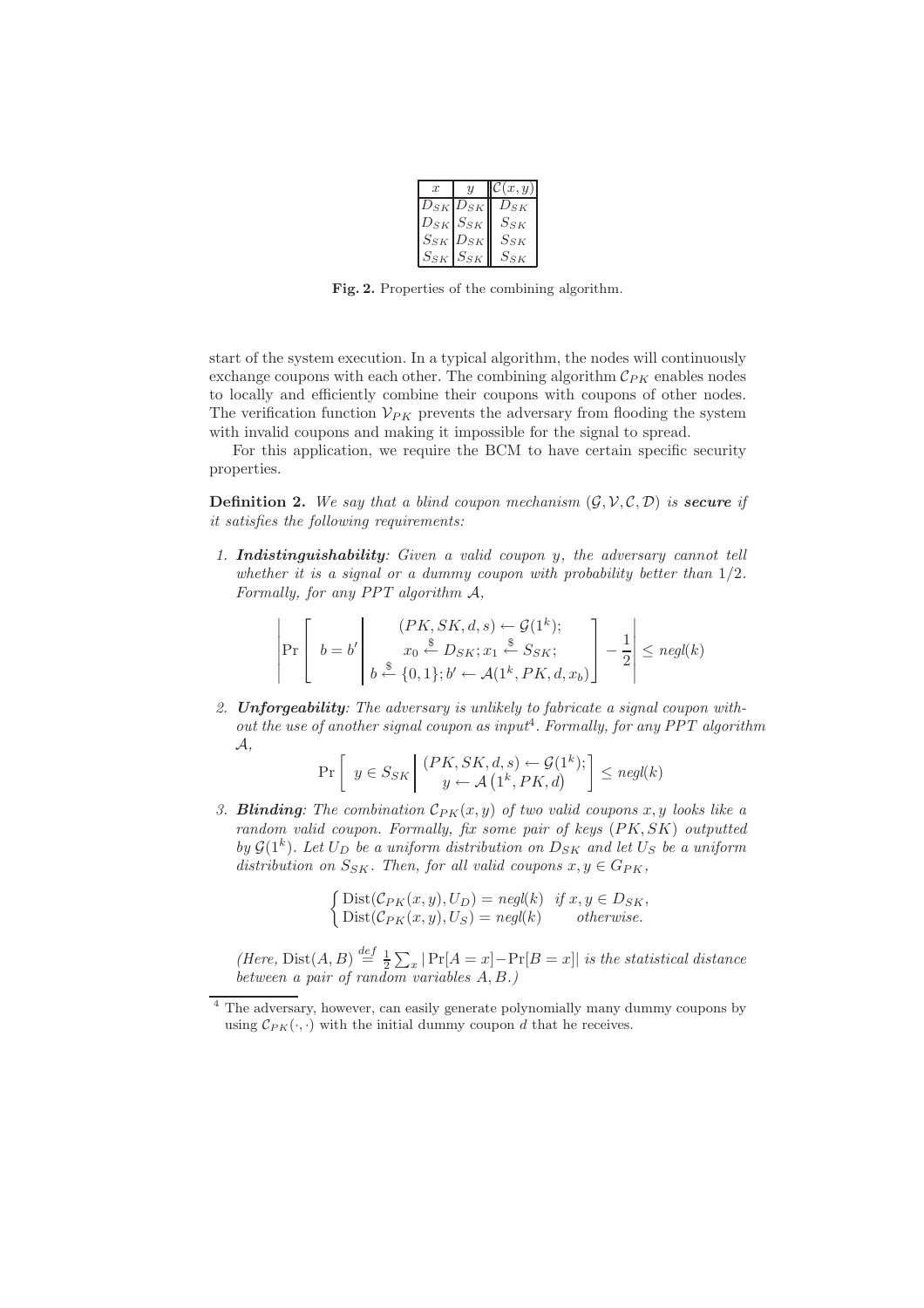| $x$ | $y$ | $\mathcal{C}(x, y)$ |
|---|---|---|
| $D_{SK}$ | $D_{SK}$ | $D_{SK}$ |
| $D_{SK}$ | $S_{SK}$ | $S_{SK}$ |
| $S_{SK}$ | $D_{SK}$ | $S_{SK}$ |
| $S_{SK}$ | $S_{SK}$ | $S_{SK}$ |

**Fig. 2.** Properties of the combining algorithm.

start of the system execution. In a typical algorithm, the nodes will continuously exchange coupons with each other. The combining algorithm $\mathcal{C}_{PK}$ enables nodes to locally and efficiently combine their coupons with coupons of other nodes. The verification function $\mathcal{V}_{PK}$ prevents the adversary from flooding the system with invalid coupons and making it impossible for the signal to spread.

For this application, we require the BCM to have certain specific security properties.

**Definition 2.** *We say that a blind coupon mechanism* $(\mathcal{G}, \mathcal{V}, \mathcal{C}, \mathcal{D})$ *is* ***secure*** *if it satisfies the following requirements:*

1. ***Indistinguishability****: Given a valid coupon* $y$*, the adversary cannot tell whether it is a signal or a dummy coupon with probability better than* $1/2$*. Formally, for any PPT algorithm* $\mathcal{A}$*,*

$$\left| \Pr\left[\ b = b' \left| \begin{array}{c} (PK, SK, d, s) \leftarrow \mathcal{G}(1^k); \\ x_0 \stackrel{\$}{\leftarrow} D_{SK}; x_1 \stackrel{\$}{\leftarrow} S_{SK}; \\ b \stackrel{\$}{\leftarrow} \{0,1\}; b' \leftarrow \mathcal{A}(1^k, PK, d, x_b) \end{array} \right. \right] - \frac{1}{2} \right| \leq negl(k)$$

2. ***Unforgeability****: The adversary is unlikely to fabricate a signal coupon without the use of another signal coupon as input*[4]*. Formally, for any PPT algorithm* $\mathcal{A}$*,*

$$\Pr\left[\ y \in S_{SK} \left| \begin{array}{c} (PK, SK, d, s) \leftarrow \mathcal{G}(1^k); \\ y \leftarrow \mathcal{A}\left(1^k, PK, d\right) \end{array} \right. \right] \leq negl(k)$$

3. ***Blinding****: The combination* $\mathcal{C}_{PK}(x, y)$ *of two valid coupons* $x, y$ *looks like a random valid coupon. Formally, fix some pair of keys* $(PK, SK)$ *outputted by* $\mathcal{G}(1^k)$*. Let* $U_D$ *be a uniform distribution on* $D_{SK}$ *and let* $U_S$ *be a uniform distribution on* $S_{SK}$*. Then, for all valid coupons* $x, y \in G_{PK}$*,*

$$\begin{cases} \mathrm{Dist}(\mathcal{C}_{PK}(x, y), U_D) = negl(k) & \text{if } x, y \in D_{SK}, \\ \mathrm{Dist}(\mathcal{C}_{PK}(x, y), U_S) = negl(k) & \text{otherwise.} \end{cases}$$

*(Here,* $\mathrm{Dist}(A, B) \stackrel{def}{=} \frac{1}{2} \sum_x |\Pr[A = x] - \Pr[B = x]|$ *is the statistical distance between a pair of random variables* $A, B$*.)*

[4] The adversary, however, can easily generate polynomially many dummy coupons by using $\mathcal{C}_{PK}(\cdot, \cdot)$ with the initial dummy coupon $d$ that he receives.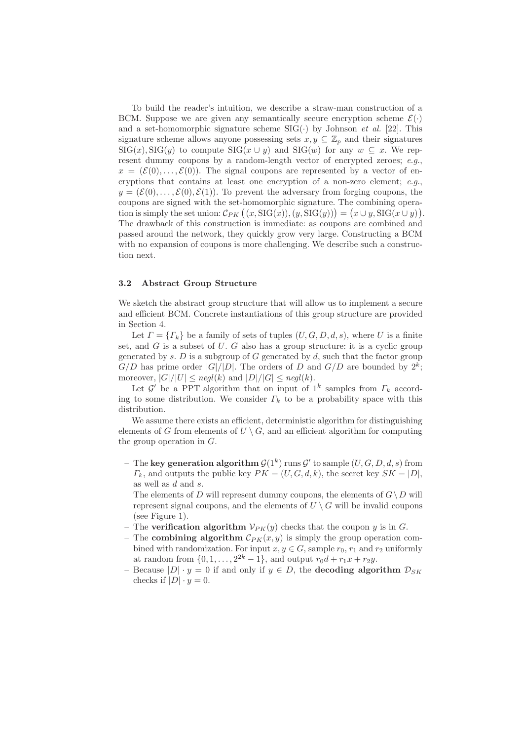To build the reader's intuition, we describe a straw-man construction of a BCM. Suppose we are given any semantically secure encryption scheme $\mathcal{E}(\cdot)$ and a set-homomorphic signature scheme $\mathrm{SIG}(\cdot)$ by Johnson *et al.* [22]. This signature scheme allows anyone possessing sets $x, y \subseteq \mathbb{Z}_p$ and their signatures $\mathrm{SIG}(x), \mathrm{SIG}(y)$ to compute $\mathrm{SIG}(x \cup y)$ and $\mathrm{SIG}(w)$ for any $w \subseteq x$. We represent dummy coupons by a random-length vector of encrypted zeroes; *e.g.*, $x = (\mathcal{E}(0), \ldots, \mathcal{E}(0))$. The signal coupons are represented by a vector of encryptions that contains at least one encryption of a non-zero element; *e.g.*, $y = (\mathcal{E}(0), \ldots, \mathcal{E}(0), \mathcal{E}(1))$. To prevent the adversary from forging coupons, the coupons are signed with the set-homomorphic signature. The combining operation is simply the set union: $\mathcal{C}_{PK}\left((x, \mathrm{SIG}(x)), (y, \mathrm{SIG}(y))\right) = \left(x \cup y, \mathrm{SIG}(x \cup y)\right)$. The drawback of this construction is immediate: as coupons are combined and passed around the network, they quickly grow very large. Constructing a BCM with no expansion of coupons is more challenging. We describe such a construction next.

### 3.2 Abstract Group Structure

We sketch the abstract group structure that will allow us to implement a secure and efficient BCM. Concrete instantiations of this group structure are provided in Section 4.

Let $\Gamma = \{\Gamma_k\}$ be a family of sets of tuples $(U, G, D, d, s)$, where $U$ is a finite set, and $G$ is a subset of $U$. $G$ also has a group structure: it is a cyclic group generated by $s$. $D$ is a subgroup of $G$ generated by $d$, such that the factor group $G/D$ has prime order $|G|/|D|$. The orders of $D$ and $G/D$ are bounded by $2^k$; moreover, $|G|/|U| \leq negl(k)$ and $|D|/|G| \leq negl(k)$.

Let $\mathcal{G}'$ be a PPT algorithm that on input of $1^k$ samples from $\Gamma_k$ according to some distribution. We consider $\Gamma_k$ to be a probability space with this distribution.

We assume there exists an efficient, deterministic algorithm for distinguishing elements of $G$ from elements of $U \setminus G$, and an efficient algorithm for computing the group operation in $G$.

- The **key generation algorithm** $\mathcal{G}(1^k)$ runs $\mathcal{G}'$ to sample $(U, G, D, d, s)$ from $\Gamma_k$, and outputs the public key $PK = (U, G, d, k)$, the secret key $SK = |D|$, as well as $d$ and $s$.
  The elements of $D$ will represent dummy coupons, the elements of $G \setminus D$ will represent signal coupons, and the elements of $U \setminus G$ will be invalid coupons (see Figure 1).
- The **verification algorithm** $\mathcal{V}_{PK}(y)$ checks that the coupon $y$ is in $G$.
- The **combining algorithm** $\mathcal{C}_{PK}(x, y)$ is simply the group operation combined with randomization. For input $x, y \in G$, sample $r_0$, $r_1$ and $r_2$ uniformly at random from $\{0, 1, \ldots, 2^{2k} - 1\}$, and output $r_0 d + r_1 x + r_2 y$.
- Because $|D| \cdot y = 0$ if and only if $y \in D$, the **decoding algorithm** $\mathcal{D}_{SK}$ checks if $|D| \cdot y = 0$.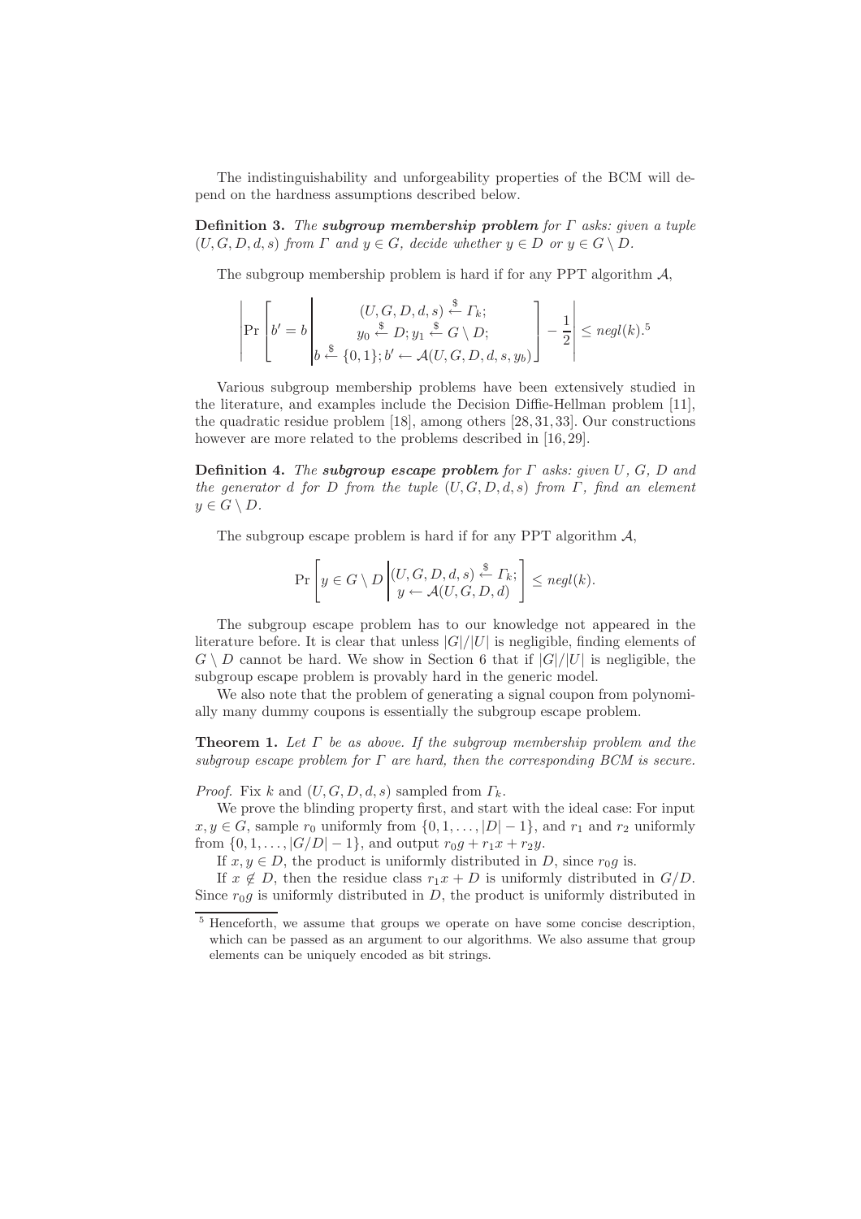The indistinguishability and unforgeability properties of the BCM will depend on the hardness assumptions described below.

**Definition 3.** *The **subgroup membership problem** for $\Gamma$ asks: given a tuple $(U, G, D, d, s)$ from $\Gamma$ and $y \in G$, decide whether $y \in D$ or $y \in G \setminus D$.*

The subgroup membership problem is hard if for any PPT algorithm $\mathcal{A}$,

$$\left| \Pr\left[ b' = b \,\middle|\, \begin{array}{c} (U, G, D, d, s) \xleftarrow{\$} \Gamma_k; \\ y_0 \xleftarrow{\$} D; y_1 \xleftarrow{\$} G \setminus D; \\ b \xleftarrow{\$} \{0, 1\}; b' \leftarrow \mathcal{A}(U, G, D, d, s, y_b) \end{array} \right] - \frac{1}{2} \right| \leq negl(k).^5$$

Various subgroup membership problems have been extensively studied in the literature, and examples include the Decision Diffie-Hellman problem [11], the quadratic residue problem [18], among others [28, 31, 33]. Our constructions however are more related to the problems described in [16, 29].

**Definition 4.** *The **subgroup escape problem** for $\Gamma$ asks: given $U$, $G$, $D$ and the generator $d$ for $D$ from the tuple $(U, G, D, d, s)$ from $\Gamma$, find an element $y \in G \setminus D$.*

The subgroup escape problem is hard if for any PPT algorithm $\mathcal{A}$,

$$\Pr\left[ y \in G \setminus D \,\middle|\, \begin{array}{l} (U, G, D, d, s) \xleftarrow{\$} \Gamma_k; \\ y \leftarrow \mathcal{A}(U, G, D, d) \end{array} \right] \leq negl(k).$$

The subgroup escape problem has to our knowledge not appeared in the literature before. It is clear that unless $|G|/|U|$ is negligible, finding elements of $G \setminus D$ cannot be hard. We show in Section 6 that if $|G|/|U|$ is negligible, the subgroup escape problem is provably hard in the generic model.

We also note that the problem of generating a signal coupon from polynomially many dummy coupons is essentially the subgroup escape problem.

**Theorem 1.** *Let $\Gamma$ be as above. If the subgroup membership problem and the subgroup escape problem for $\Gamma$ are hard, then the corresponding BCM is secure.*

*Proof.* Fix $k$ and $(U, G, D, d, s)$ sampled from $\Gamma_k$.

We prove the blinding property first, and start with the ideal case: For input $x, y \in G$, sample $r_0$ uniformly from $\{0, 1, \ldots, |D| - 1\}$, and $r_1$ and $r_2$ uniformly from $\{0, 1, \ldots, |G/D| - 1\}$, and output $r_0 g + r_1 x + r_2 y$.

If $x, y \in D$, the product is uniformly distributed in $D$, since $r_0 g$ is.

If $x \notin D$, then the residue class $r_1 x + D$ is uniformly distributed in $G/D$. Since $r_0 g$ is uniformly distributed in $D$, the product is uniformly distributed in

---

[5] Henceforth, we assume that groups we operate on have some concise description, which can be passed as an argument to our algorithms. We also assume that group elements can be uniquely encoded as bit strings.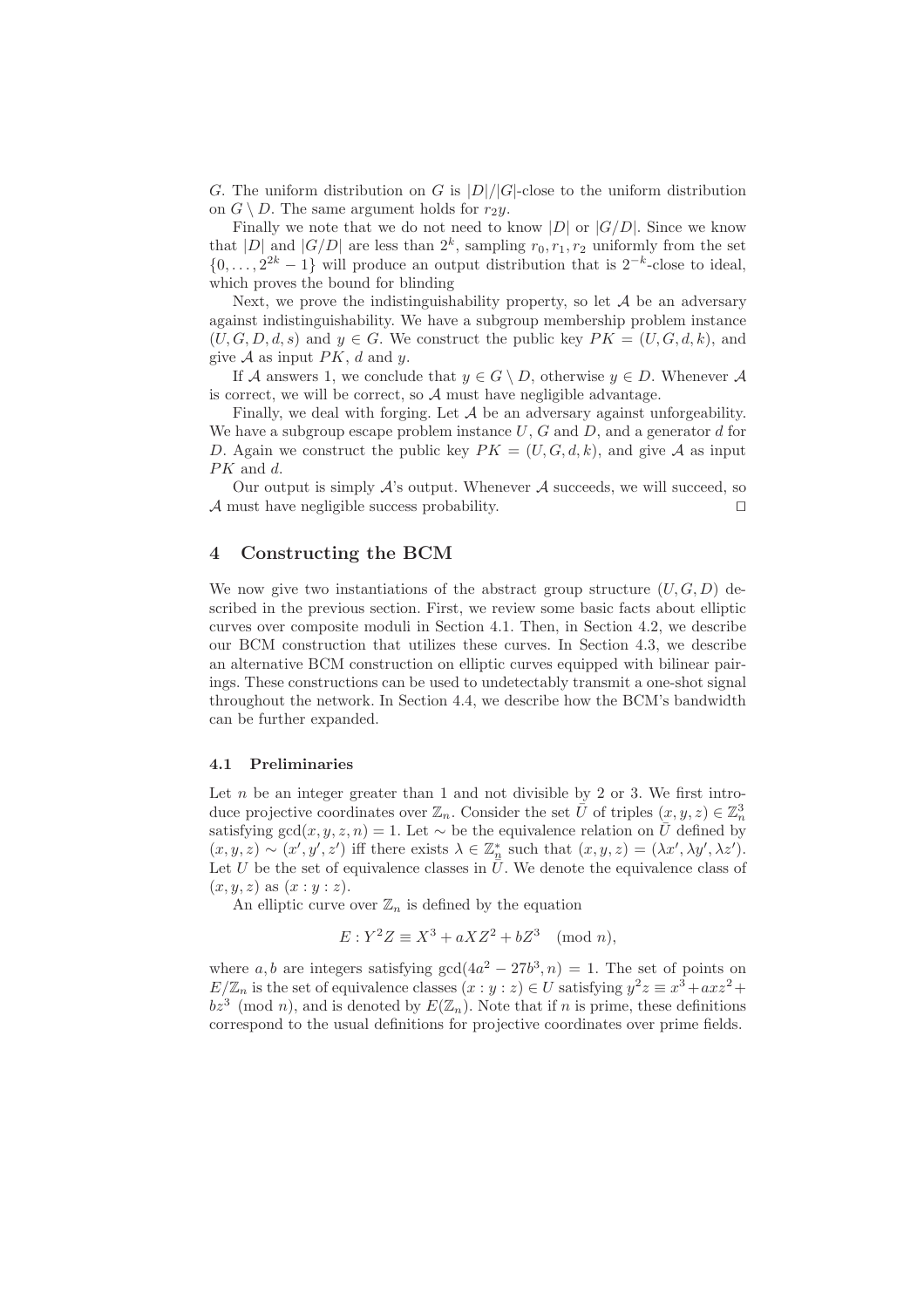$G$. The uniform distribution on $G$ is $|D|/|G|$-close to the uniform distribution on $G \setminus D$. The same argument holds for $r_2 y$.

Finally we note that we do not need to know $|D|$ or $|G/D|$. Since we know that $|D|$ and $|G/D|$ are less than $2^k$, sampling $r_0, r_1, r_2$ uniformly from the set $\{0, \ldots, 2^{2k} - 1\}$ will produce an output distribution that is $2^{-k}$-close to ideal, which proves the bound for blinding

Next, we prove the indistinguishability property, so let $\mathcal{A}$ be an adversary against indistinguishability. We have a subgroup membership problem instance $(U, G, D, d, s)$ and $y \in G$. We construct the public key $PK = (U, G, d, k)$, and give $\mathcal{A}$ as input $PK$, $d$ and $y$.

If $\mathcal{A}$ answers 1, we conclude that $y \in G \setminus D$, otherwise $y \in D$. Whenever $\mathcal{A}$ is correct, we will be correct, so $\mathcal{A}$ must have negligible advantage.

Finally, we deal with forging. Let $\mathcal{A}$ be an adversary against unforgeability. We have a subgroup escape problem instance $U$, $G$ and $D$, and a generator $d$ for $D$. Again we construct the public key $PK = (U, G, d, k)$, and give $\mathcal{A}$ as input $PK$ and $d$.

Our output is simply $\mathcal{A}$'s output. Whenever $\mathcal{A}$ succeeds, we will succeed, so $\mathcal{A}$ must have negligible success probability. □

## 4 Constructing the BCM

We now give two instantiations of the abstract group structure $(U, G, D)$ described in the previous section. First, we review some basic facts about elliptic curves over composite moduli in Section 4.1. Then, in Section 4.2, we describe our BCM construction that utilizes these curves. In Section 4.3, we describe an alternative BCM construction on elliptic curves equipped with bilinear pairings. These constructions can be used to undetectably transmit a one-shot signal throughout the network. In Section 4.4, we describe how the BCM's bandwidth can be further expanded.

### 4.1 Preliminaries

Let $n$ be an integer greater than 1 and not divisible by 2 or 3. We first introduce projective coordinates over $\mathbb{Z}_n$. Consider the set $\bar{U}$ of triples $(x, y, z) \in \mathbb{Z}_n^3$ satisfying $\gcd(x, y, z, n) = 1$. Let $\sim$ be the equivalence relation on $\bar{U}$ defined by $(x, y, z) \sim (x', y', z')$ iff there exists $\lambda \in \mathbb{Z}_n^*$ such that $(x, y, z) = (\lambda x', \lambda y', \lambda z')$. Let $U$ be the set of equivalence classes in $\bar{U}$. We denote the equivalence class of $(x, y, z)$ as $(x : y : z)$.

An elliptic curve over $\mathbb{Z}_n$ is defined by the equation

$$E : Y^2 Z \equiv X^3 + aXZ^2 + bZ^3 \pmod{n},$$

where $a, b$ are integers satisfying $\gcd(4a^2 - 27b^3, n) = 1$. The set of points on $E/\mathbb{Z}_n$ is the set of equivalence classes $(x : y : z) \in U$ satisfying $y^2 z \equiv x^3 + axz^2 + bz^3 \pmod{n}$, and is denoted by $E(\mathbb{Z}_n)$. Note that if $n$ is prime, these definitions correspond to the usual definitions for projective coordinates over prime fields.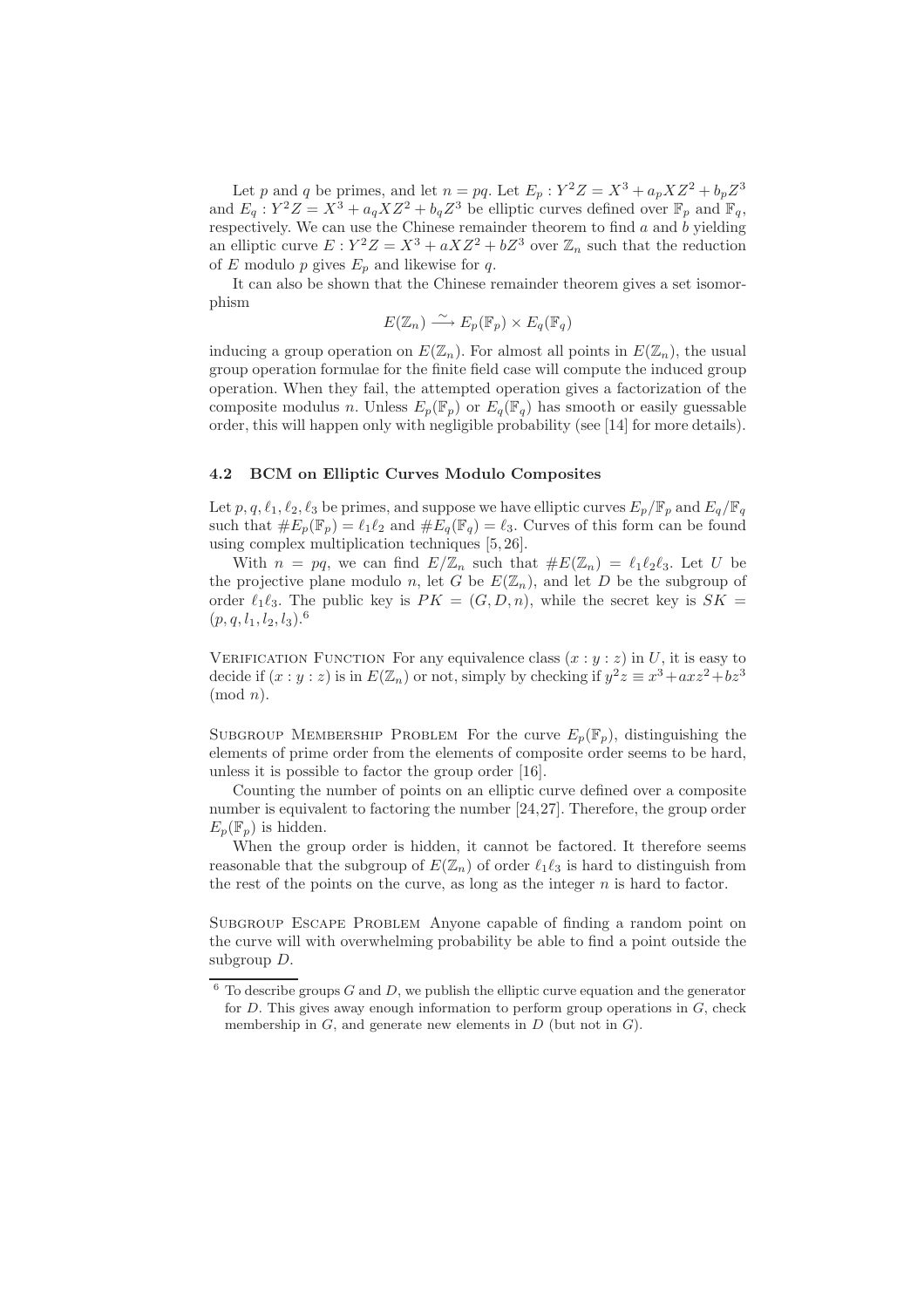Let $p$ and $q$ be primes, and let $n = pq$. Let $E_p : Y^2Z = X^3 + a_pXZ^2 + b_pZ^3$ and $E_q : Y^2Z = X^3 + a_qXZ^2 + b_qZ^3$ be elliptic curves defined over $\mathbb{F}_p$ and $\mathbb{F}_q$, respectively. We can use the Chinese remainder theorem to find $a$ and $b$ yielding an elliptic curve $E : Y^2Z = X^3 + aXZ^2 + bZ^3$ over $\mathbb{Z}_n$ such that the reduction of $E$ modulo $p$ gives $E_p$ and likewise for $q$.

It can also be shown that the Chinese remainder theorem gives a set isomorphism

$$E(\mathbb{Z}_n) \xrightarrow{\sim} E_p(\mathbb{F}_p) \times E_q(\mathbb{F}_q)$$

inducing a group operation on $E(\mathbb{Z}_n)$. For almost all points in $E(\mathbb{Z}_n)$, the usual group operation formulae for the finite field case will compute the induced group operation. When they fail, the attempted operation gives a factorization of the composite modulus $n$. Unless $E_p(\mathbb{F}_p)$ or $E_q(\mathbb{F}_q)$ has smooth or easily guessable order, this will happen only with negligible probability (see [14] for more details).

### 4.2 BCM on Elliptic Curves Modulo Composites

Let $p, q, \ell_1, \ell_2, \ell_3$ be primes, and suppose we have elliptic curves $E_p/\mathbb{F}_p$ and $E_q/\mathbb{F}_q$ such that $\#E_p(\mathbb{F}_p) = \ell_1\ell_2$ and $\#E_q(\mathbb{F}_q) = \ell_3$. Curves of this form can be found using complex multiplication techniques [5, 26].

With $n = pq$, we can find $E/\mathbb{Z}_n$ such that $\#E(\mathbb{Z}_n) = \ell_1\ell_2\ell_3$. Let $U$ be the projective plane modulo $n$, let $G$ be $E(\mathbb{Z}_n)$, and let $D$ be the subgroup of order $\ell_1\ell_3$. The public key is $PK = (G, D, n)$, while the secret key is $SK = (p, q, l_1, l_2, l_3)$.[6]

Verification Function For any equivalence class $(x : y : z)$ in $U$, it is easy to decide if $(x : y : z)$ is in $E(\mathbb{Z}_n)$ or not, simply by checking if $y^2z \equiv x^3 + axz^2 + bz^3 \pmod{n}$.

Subgroup Membership Problem For the curve $E_p(\mathbb{F}_p)$, distinguishing the elements of prime order from the elements of composite order seems to be hard, unless it is possible to factor the group order [16].

Counting the number of points on an elliptic curve defined over a composite number is equivalent to factoring the number [24, 27]. Therefore, the group order $E_p(\mathbb{F}_p)$ is hidden.

When the group order is hidden, it cannot be factored. It therefore seems reasonable that the subgroup of $E(\mathbb{Z}_n)$ of order $\ell_1\ell_3$ is hard to distinguish from the rest of the points on the curve, as long as the integer $n$ is hard to factor.

Subgroup Escape Problem Anyone capable of finding a random point on the curve will with overwhelming probability be able to find a point outside the subgroup $D$.

---

[6] To describe groups $G$ and $D$, we publish the elliptic curve equation and the generator for $D$. This gives away enough information to perform group operations in $G$, check membership in $G$, and generate new elements in $D$ (but not in $G$).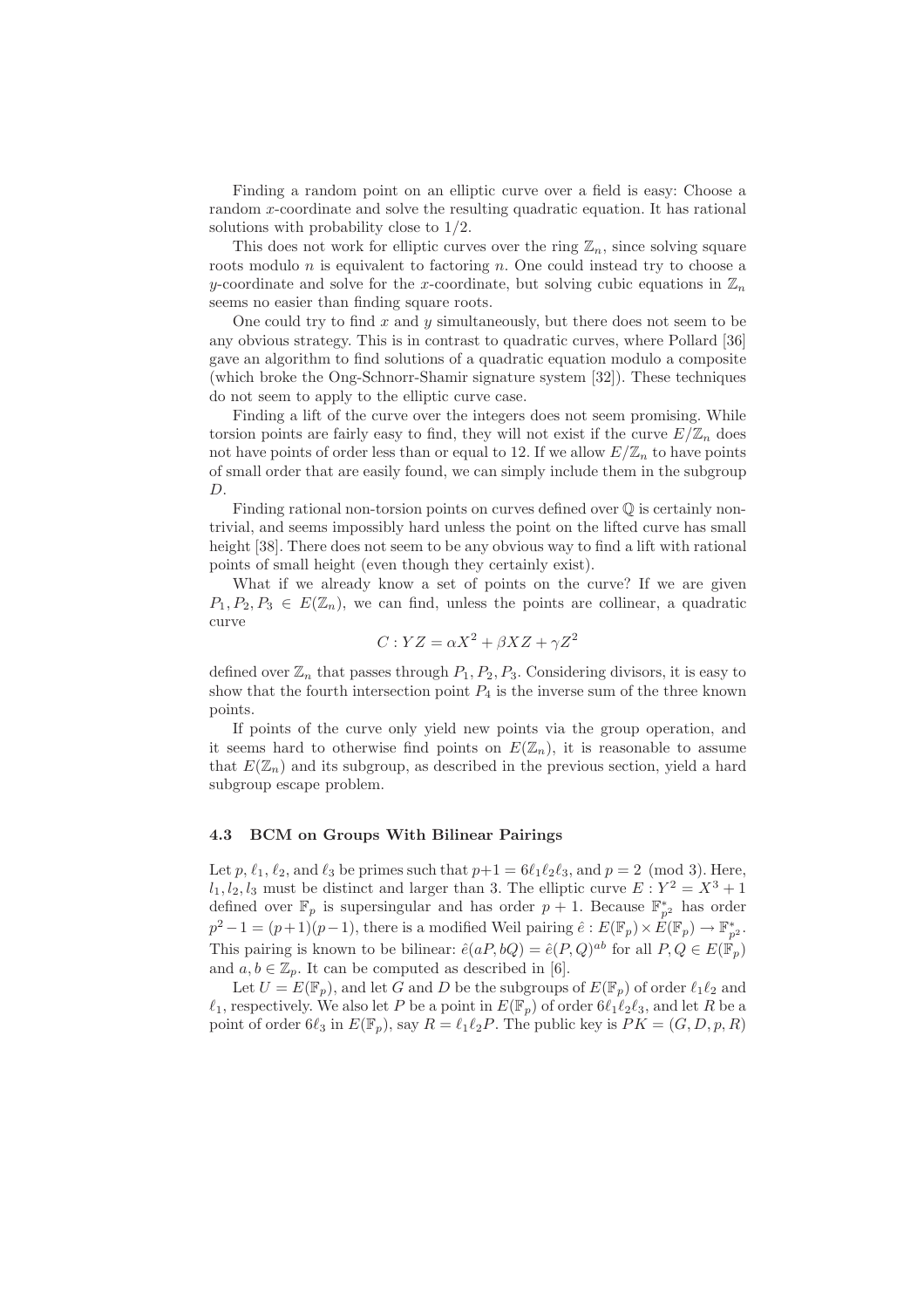Finding a random point on an elliptic curve over a field is easy: Choose a random $x$-coordinate and solve the resulting quadratic equation. It has rational solutions with probability close to $1/2$.

This does not work for elliptic curves over the ring $\mathbb{Z}_n$, since solving square roots modulo $n$ is equivalent to factoring $n$. One could instead try to choose a $y$-coordinate and solve for the $x$-coordinate, but solving cubic equations in $\mathbb{Z}_n$ seems no easier than finding square roots.

One could try to find $x$ and $y$ simultaneously, but there does not seem to be any obvious strategy. This is in contrast to quadratic curves, where Pollard [36] gave an algorithm to find solutions of a quadratic equation modulo a composite (which broke the Ong-Schnorr-Shamir signature system [32]). These techniques do not seem to apply to the elliptic curve case.

Finding a lift of the curve over the integers does not seem promising. While torsion points are fairly easy to find, they will not exist if the curve $E/\mathbb{Z}_n$ does not have points of order less than or equal to 12. If we allow $E/\mathbb{Z}_n$ to have points of small order that are easily found, we can simply include them in the subgroup $D$.

Finding rational non-torsion points on curves defined over $\mathbb{Q}$ is certainly non-trivial, and seems impossibly hard unless the point on the lifted curve has small height [38]. There does not seem to be any obvious way to find a lift with rational points of small height (even though they certainly exist).

What if we already know a set of points on the curve? If we are given $P_1, P_2, P_3 \in E(\mathbb{Z}_n)$, we can find, unless the points are collinear, a quadratic curve

$$C : YZ = \alpha X^2 + \beta XZ + \gamma Z^2$$

defined over $\mathbb{Z}_n$ that passes through $P_1, P_2, P_3$. Considering divisors, it is easy to show that the fourth intersection point $P_4$ is the inverse sum of the three known points.

If points of the curve only yield new points via the group operation, and it seems hard to otherwise find points on $E(\mathbb{Z}_n)$, it is reasonable to assume that $E(\mathbb{Z}_n)$ and its subgroup, as described in the previous section, yield a hard subgroup escape problem.

### 4.3 BCM on Groups With Bilinear Pairings

Let $p$, $\ell_1$, $\ell_2$, and $\ell_3$ be primes such that $p+1 = 6\ell_1\ell_2\ell_3$, and $p = 2 \pmod 3$. Here, $l_1, l_2, l_3$ must be distinct and larger than 3. The elliptic curve $E : Y^2 = X^3 + 1$ defined over $\mathbb{F}_p$ is supersingular and has order $p+1$. Because $\mathbb{F}^*_{p^2}$ has order $p^2 - 1 = (p+1)(p-1)$, there is a modified Weil pairing $\hat{e} : E(\mathbb{F}_p) \times E(\mathbb{F}_p) \to \mathbb{F}^*_{p^2}$. This pairing is known to be bilinear: $\hat{e}(aP, bQ) = \hat{e}(P, Q)^{ab}$ for all $P, Q \in E(\mathbb{F}_p)$ and $a, b \in \mathbb{Z}_p$. It can be computed as described in [6].

Let $U = E(\mathbb{F}_p)$, and let $G$ and $D$ be the subgroups of $E(\mathbb{F}_p)$ of order $\ell_1\ell_2$ and $\ell_1$, respectively. We also let $P$ be a point in $E(\mathbb{F}_p)$ of order $6\ell_1\ell_2\ell_3$, and let $R$ be a point of order $6\ell_3$ in $E(\mathbb{F}_p)$, say $R = \ell_1\ell_2 P$. The public key is $PK = (G, D, p, R)$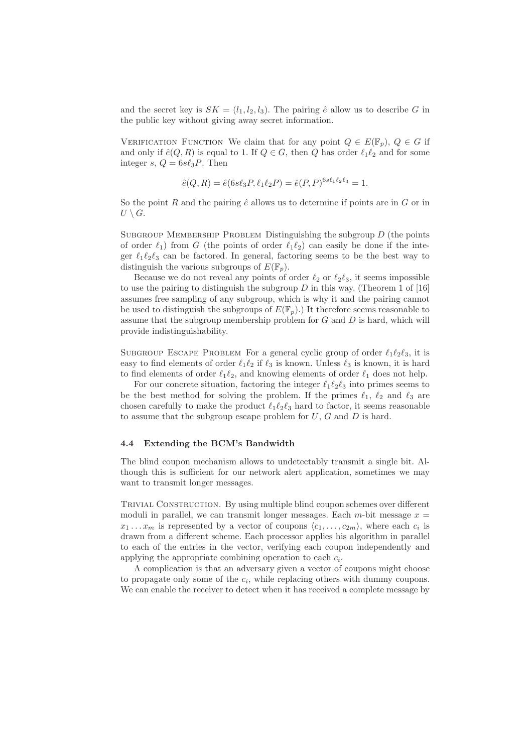and the secret key is $SK = (l_1, l_2, l_3)$. The pairing $\hat{e}$ allow us to describe $G$ in the public key without giving away secret information.

Verification Function We claim that for any point $Q \in E(\mathbb{F}_p)$, $Q \in G$ if and only if $\hat{e}(Q, R)$ is equal to 1. If $Q \in G$, then $Q$ has order $\ell_1\ell_2$ and for some integer $s$, $Q = 6s\ell_3 P$. Then

$$\hat{e}(Q, R) = \hat{e}(6s\ell_3 P, \ell_1\ell_2 P) = \hat{e}(P, P)^{6s\ell_1\ell_2\ell_3} = 1.$$

So the point $R$ and the pairing $\hat{e}$ allows us to determine if points are in $G$ or in $U \setminus G$.

Subgroup Membership Problem Distinguishing the subgroup $D$ (the points of order $\ell_1$) from $G$ (the points of order $\ell_1\ell_2$) can easily be done if the integer $\ell_1\ell_2\ell_3$ can be factored. In general, factoring seems to be the best way to distinguish the various subgroups of $E(\mathbb{F}_p)$.

Because we do not reveal any points of order $\ell_2$ or $\ell_2\ell_3$, it seems impossible to use the pairing to distinguish the subgroup $D$ in this way. (Theorem 1 of [16] assumes free sampling of any subgroup, which is why it and the pairing cannot be used to distinguish the subgroups of $E(\mathbb{F}_p)$.) It therefore seems reasonable to assume that the subgroup membership problem for $G$ and $D$ is hard, which will provide indistinguishability.

Subgroup Escape Problem For a general cyclic group of order $\ell_1\ell_2\ell_3$, it is easy to find elements of order $\ell_1\ell_2$ if $\ell_3$ is known. Unless $\ell_3$ is known, it is hard to find elements of order $\ell_1\ell_2$, and knowing elements of order $\ell_1$ does not help.

For our concrete situation, factoring the integer $\ell_1\ell_2\ell_3$ into primes seems to be the best method for solving the problem. If the primes $\ell_1$, $\ell_2$ and $\ell_3$ are chosen carefully to make the product $\ell_1\ell_2\ell_3$ hard to factor, it seems reasonable to assume that the subgroup escape problem for $U$, $G$ and $D$ is hard.

### 4.4 Extending the BCM's Bandwidth

The blind coupon mechanism allows to undetectably transmit a single bit. Although this is sufficient for our network alert application, sometimes we may want to transmit longer messages.

Trivial Construction. By using multiple blind coupon schemes over different moduli in parallel, we can transmit longer messages. Each $m$-bit message $x = x_1 \dots x_m$ is represented by a vector of coupons $\langle c_1, \dots, c_{2m} \rangle$, where each $c_i$ is drawn from a different scheme. Each processor applies his algorithm in parallel to each of the entries in the vector, verifying each coupon independently and applying the appropriate combining operation to each $c_i$.

A complication is that an adversary given a vector of coupons might choose to propagate only some of the $c_i$, while replacing others with dummy coupons. We can enable the receiver to detect when it has received a complete message by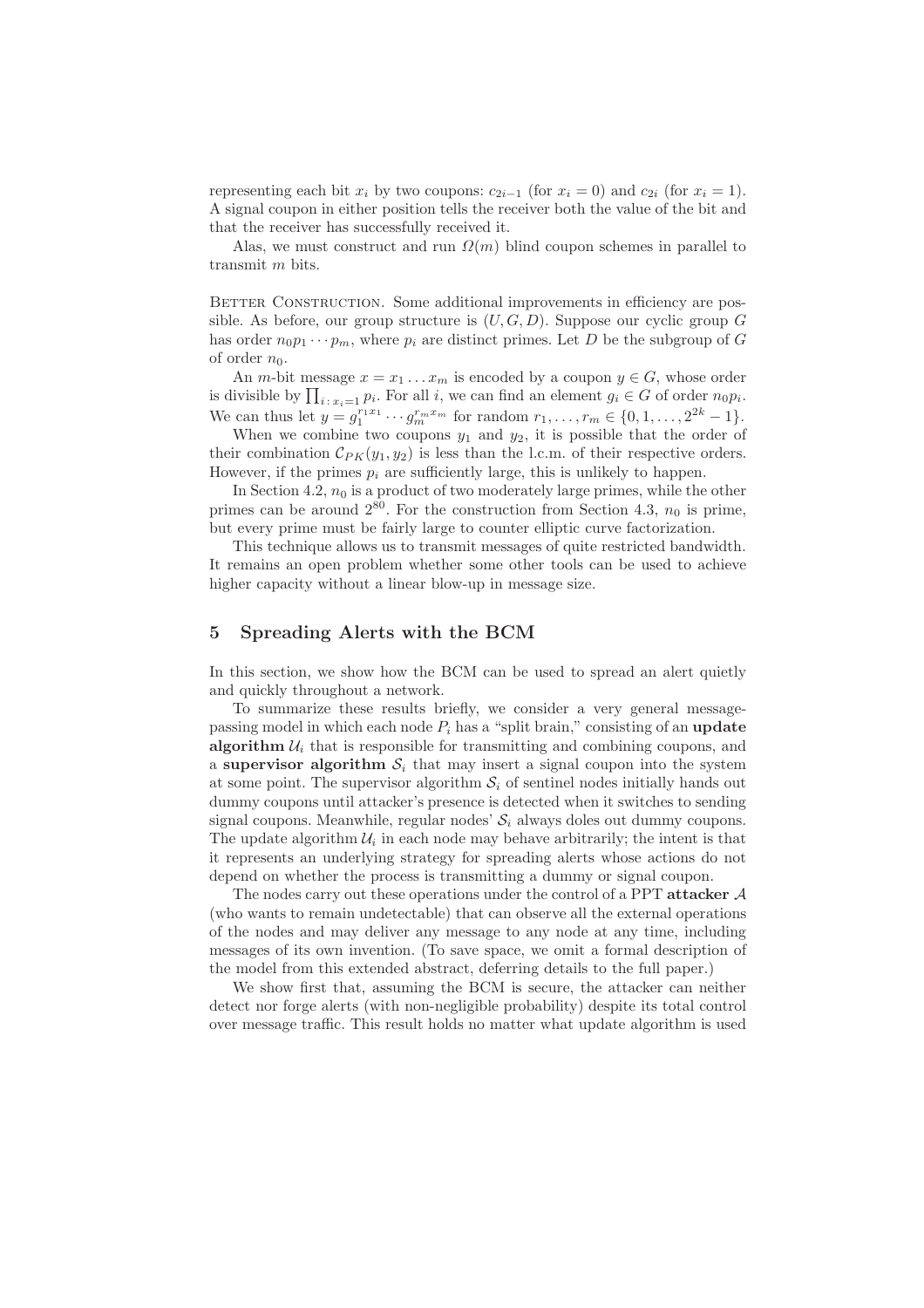representing each bit $x_i$ by two coupons: $c_{2i-1}$ (for $x_i = 0$) and $c_{2i}$ (for $x_i = 1$). A signal coupon in either position tells the receiver both the value of the bit and that the receiver has successfully received it.

Alas, we must construct and run $\Omega(m)$ blind coupon schemes in parallel to transmit $m$ bits.

Better Construction. Some additional improvements in efficiency are possible. As before, our group structure is $(U, G, D)$. Suppose our cyclic group $G$ has order $n_0 p_1 \cdots p_m$, where $p_i$ are distinct primes. Let $D$ be the subgroup of $G$ of order $n_0$.

An $m$-bit message $x = x_1 \ldots x_m$ is encoded by a coupon $y \in G$, whose order is divisible by $\prod_{i\,:\,x_i=1} p_i$. For all $i$, we can find an element $g_i \in G$ of order $n_0 p_i$. We can thus let $y = g_1^{r_1 x_1} \cdots g_m^{r_m x_m}$ for random $r_1, \ldots, r_m \in \{0, 1, \ldots, 2^{2k} - 1\}$.

When we combine two coupons $y_1$ and $y_2$, it is possible that the order of their combination $\mathcal{C}_{PK}(y_1, y_2)$ is less than the l.c.m. of their respective orders. However, if the primes $p_i$ are sufficiently large, this is unlikely to happen.

In Section 4.2, $n_0$ is a product of two moderately large primes, while the other primes can be around $2^{80}$. For the construction from Section 4.3, $n_0$ is prime, but every prime must be fairly large to counter elliptic curve factorization.

This technique allows us to transmit messages of quite restricted bandwidth. It remains an open problem whether some other tools can be used to achieve higher capacity without a linear blow-up in message size.

## 5 Spreading Alerts with the BCM

In this section, we show how the BCM can be used to spread an alert quietly and quickly throughout a network.

To summarize these results briefly, we consider a very general message-passing model in which each node $P_i$ has a "split brain," consisting of an **update algorithm** $\mathcal{U}_i$ that is responsible for transmitting and combining coupons, and a **supervisor algorithm** $\mathcal{S}_i$ that may insert a signal coupon into the system at some point. The supervisor algorithm $\mathcal{S}_i$ of sentinel nodes initially hands out dummy coupons until attacker's presence is detected when it switches to sending signal coupons. Meanwhile, regular nodes' $\mathcal{S}_i$ always doles out dummy coupons. The update algorithm $\mathcal{U}_i$ in each node may behave arbitrarily; the intent is that it represents an underlying strategy for spreading alerts whose actions do not depend on whether the process is transmitting a dummy or signal coupon.

The nodes carry out these operations under the control of a PPT **attacker** $\mathcal{A}$ (who wants to remain undetectable) that can observe all the external operations of the nodes and may deliver any message to any node at any time, including messages of its own invention. (To save space, we omit a formal description of the model from this extended abstract, deferring details to the full paper.)

We show first that, assuming the BCM is secure, the attacker can neither detect nor forge alerts (with non-negligible probability) despite its total control over message traffic. This result holds no matter what update algorithm is used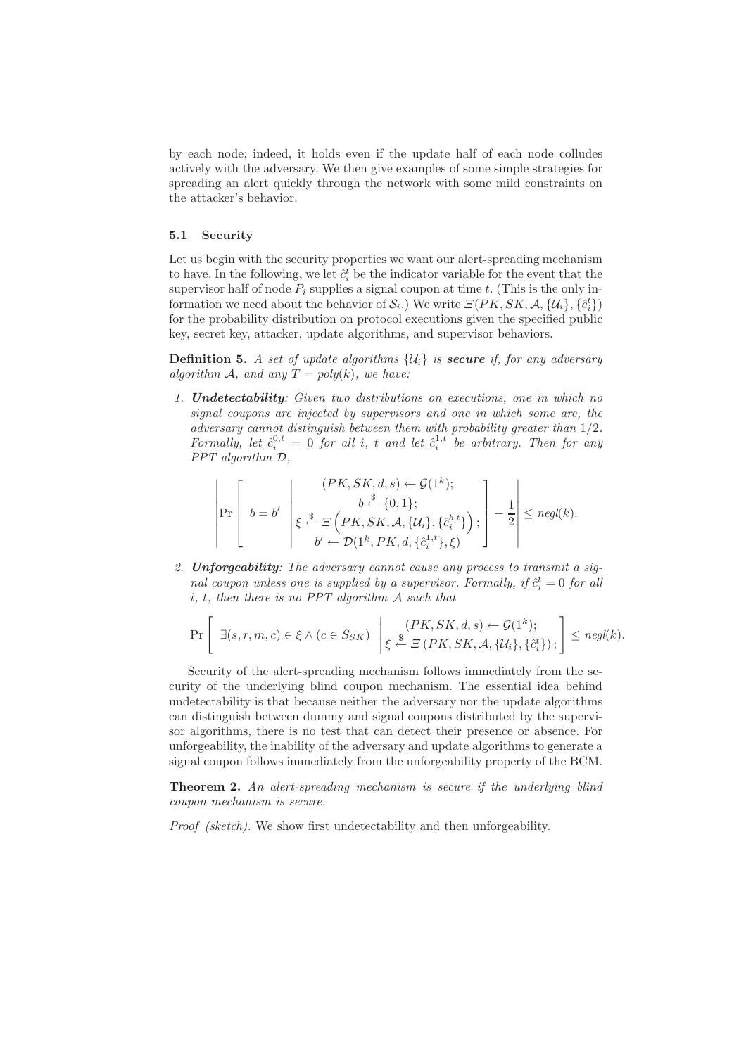by each node; indeed, it holds even if the update half of each node colludes actively with the adversary. We then give examples of some simple strategies for spreading an alert quickly through the network with some mild constraints on the attacker's behavior.

### 5.1 Security

Let us begin with the security properties we want our alert-spreading mechanism to have. In the following, we let $\hat{c}_i^t$ be the indicator variable for the event that the supervisor half of node $P_i$ supplies a signal coupon at time $t$. (This is the only information we need about the behavior of $\mathcal{S}_i$.) We write $\Xi(PK, SK, \mathcal{A}, \{\mathcal{U}_i\}, \{\hat{c}_i^t\})$ for the probability distribution on protocol executions given the specified public key, secret key, attacker, update algorithms, and supervisor behaviors.

**Definition 5.** *A set of update algorithms $\{\mathcal{U}_i\}$ is* ***secure*** *if, for any adversary algorithm $\mathcal{A}$, and any $T = poly(k)$, we have:*

1. ***Undetectability****: Given two distributions on executions, one in which no signal coupons are injected by supervisors and one in which some are, the adversary cannot distinguish between them with probability greater than $1/2$. Formally, let $\hat{c}_i^{0,t} = 0$ for all $i$, $t$ and let $\hat{c}_i^{1,t}$ be arbitrary. Then for any PPT algorithm $\mathcal{D}$,*

$$\left| \Pr\left[ b = b' \;\middle|\; \begin{array}{c} (PK, SK, d, s) \leftarrow \mathcal{G}(1^k); \\ b \xleftarrow{\$} \{0,1\}; \\ \xi \xleftarrow{\$} \Xi\left(PK, SK, \mathcal{A}, \{\mathcal{U}_i\}, \{\hat{c}_i^{b,t}\}\right); \\ b' \leftarrow \mathcal{D}(1^k, PK, d, \{\hat{c}_i^{1,t}\}, \xi) \end{array} \right] - \frac{1}{2} \right| \leq negl(k).$$

2. ***Unforgeability****: The adversary cannot cause any process to transmit a signal coupon unless one is supplied by a supervisor. Formally, if $\hat{c}_i^t = 0$ for all $i$, $t$, then there is no PPT algorithm $\mathcal{A}$ such that*

$$\Pr\left[ \exists (s, r, m, c) \in \xi \wedge (c \in S_{SK}) \;\middle|\; \begin{array}{c} (PK, SK, d, s) \leftarrow \mathcal{G}(1^k); \\ \xi \xleftarrow{\$} \Xi\left(PK, SK, \mathcal{A}, \{\mathcal{U}_i\}, \{\hat{c}_i^t\}\right); \end{array} \right] \leq negl(k).$$

Security of the alert-spreading mechanism follows immediately from the security of the underlying blind coupon mechanism. The essential idea behind undetectability is that because neither the adversary nor the update algorithms can distinguish between dummy and signal coupons distributed by the supervisor algorithms, there is no test that can detect their presence or absence. For unforgeability, the inability of the adversary and update algorithms to generate a signal coupon follows immediately from the unforgeability property of the BCM.

**Theorem 2.** *An alert-spreading mechanism is secure if the underlying blind coupon mechanism is secure.*

*Proof (sketch).* We show first undetectability and then unforgeability.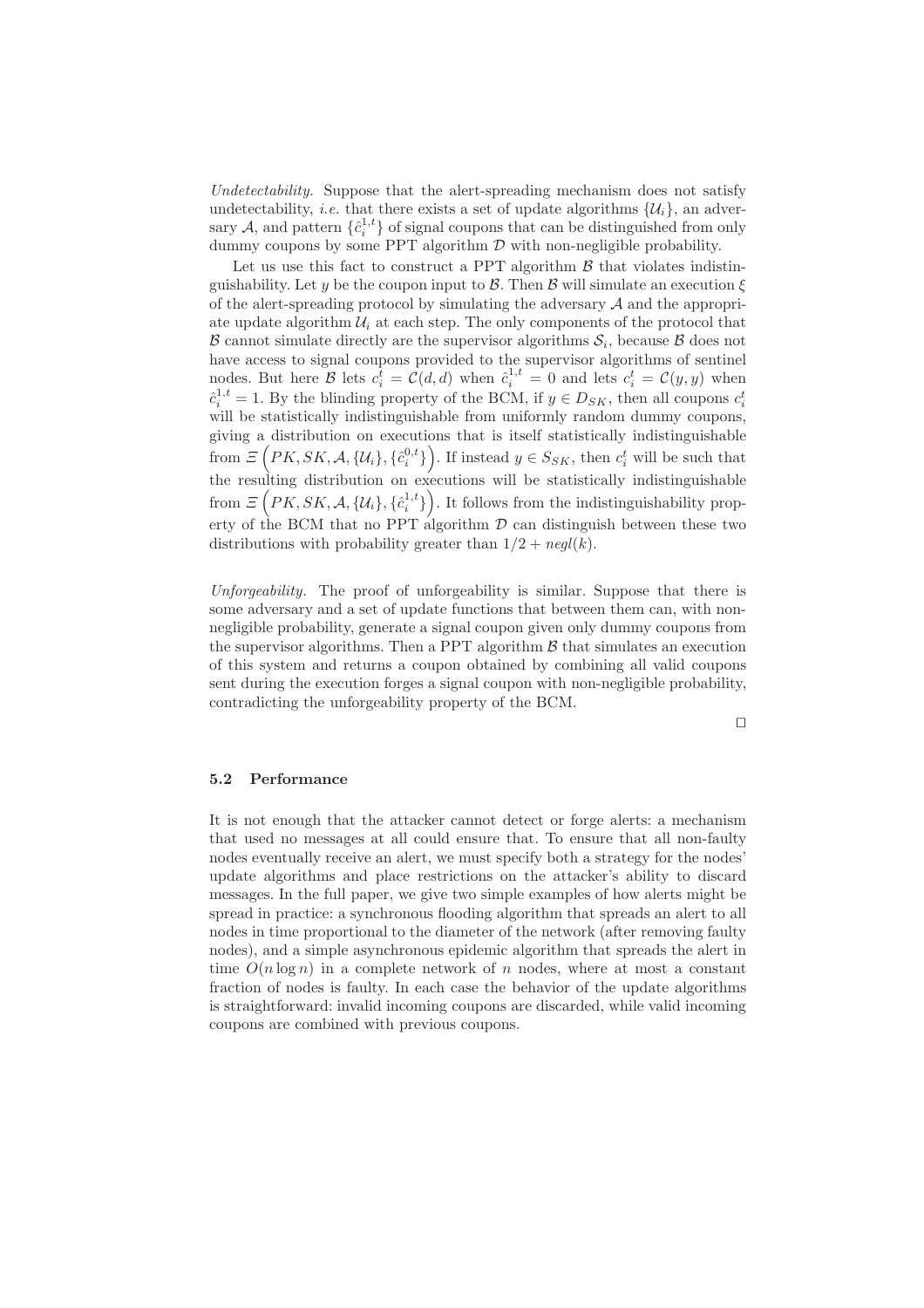*Undetectability.* Suppose that the alert-spreading mechanism does not satisfy undetectability, *i.e.* that there exists a set of update algorithms $\{\mathcal{U}_i\}$, an adversary $\mathcal{A}$, and pattern $\{\hat{c}_i^{1,t}\}$ of signal coupons that can be distinguished from only dummy coupons by some PPT algorithm $\mathcal{D}$ with non-negligible probability.

Let us use this fact to construct a PPT algorithm $\mathcal{B}$ that violates indistinguishability. Let $y$ be the coupon input to $\mathcal{B}$. Then $\mathcal{B}$ will simulate an execution $\xi$ of the alert-spreading protocol by simulating the adversary $\mathcal{A}$ and the appropriate update algorithm $\mathcal{U}_i$ at each step. The only components of the protocol that $\mathcal{B}$ cannot simulate directly are the supervisor algorithms $\mathcal{S}_i$, because $\mathcal{B}$ does not have access to signal coupons provided to the supervisor algorithms of sentinel nodes. But here $\mathcal{B}$ lets $c_i^t = \mathcal{C}(d,d)$ when $\hat{c}_i^{1,t} = 0$ and lets $c_i^t = \mathcal{C}(y,y)$ when $\hat{c}_i^{1,t} = 1$. By the blinding property of the BCM, if $y \in D_{SK}$, then all coupons $c_i^t$ will be statistically indistinguishable from uniformly random dummy coupons, giving a distribution on executions that is itself statistically indistinguishable from $\Xi\left(PK, SK, \mathcal{A}, \{\mathcal{U}_i\}, \{\hat{c}_i^{0,t}\}\right)$. If instead $y \in S_{SK}$, then $c_i^t$ will be such that the resulting distribution on executions will be statistically indistinguishable from $\Xi\left(PK, SK, \mathcal{A}, \{\mathcal{U}_i\}, \{\hat{c}_i^{1,t}\}\right)$. It follows from the indistinguishability property of the BCM that no PPT algorithm $\mathcal{D}$ can distinguish between these two distributions with probability greater than $1/2 + negl(k)$.

*Unforgeability.* The proof of unforgeability is similar. Suppose that there is some adversary and a set of update functions that between them can, with non-negligible probability, generate a signal coupon given only dummy coupons from the supervisor algorithms. Then a PPT algorithm $\mathcal{B}$ that simulates an execution of this system and returns a coupon obtained by combining all valid coupons sent during the execution forges a signal coupon with non-negligible probability, contradicting the unforgeability property of the BCM.

□

### 5.2 Performance

It is not enough that the attacker cannot detect or forge alerts: a mechanism that used no messages at all could ensure that. To ensure that all non-faulty nodes eventually receive an alert, we must specify both a strategy for the nodes' update algorithms and place restrictions on the attacker's ability to discard messages. In the full paper, we give two simple examples of how alerts might be spread in practice: a synchronous flooding algorithm that spreads an alert to all nodes in time proportional to the diameter of the network (after removing faulty nodes), and a simple asynchronous epidemic algorithm that spreads the alert in time $O(n \log n)$ in a complete network of $n$ nodes, where at most a constant fraction of nodes is faulty. In each case the behavior of the update algorithms is straightforward: invalid incoming coupons are discarded, while valid incoming coupons are combined with previous coupons.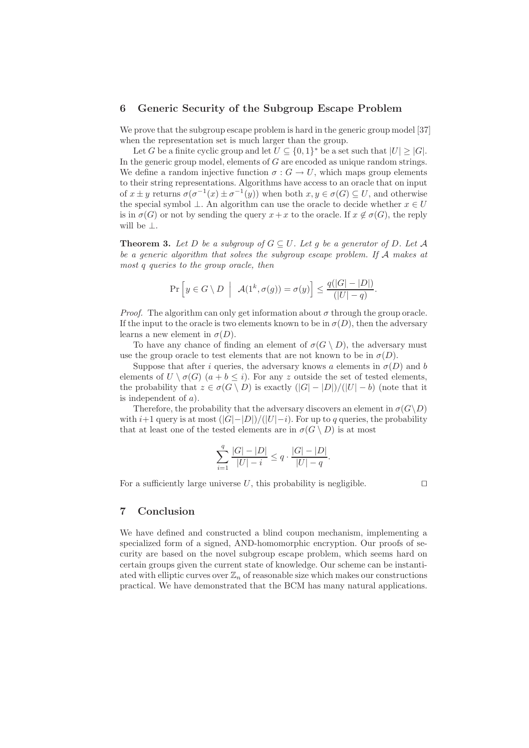## 6 Generic Security of the Subgroup Escape Problem

We prove that the subgroup escape problem is hard in the generic group model [37] when the representation set is much larger than the group.

Let $G$ be a finite cyclic group and let $U \subseteq \{0,1\}^*$ be a set such that $|U| \geq |G|$. In the generic group model, elements of $G$ are encoded as unique random strings. We define a random injective function $\sigma : G \to U$, which maps group elements to their string representations. Algorithms have access to an oracle that on input of $x \pm y$ returns $\sigma(\sigma^{-1}(x) \pm \sigma^{-1}(y))$ when both $x, y \in \sigma(G) \subseteq U$, and otherwise the special symbol $\perp$. An algorithm can use the oracle to decide whether $x \in U$ is in $\sigma(G)$ or not by sending the query $x + x$ to the oracle. If $x \notin \sigma(G)$, the reply will be $\perp$.

**Theorem 3.** *Let $D$ be a subgroup of $G \subseteq U$. Let $g$ be a generator of $D$. Let $\mathcal{A}$ be a generic algorithm that solves the subgroup escape problem. If $\mathcal{A}$ makes at most $q$ queries to the group oracle, then*

$$\Pr\Big[y \in G \setminus D \;\Big|\; \mathcal{A}(1^k, \sigma(g)) = \sigma(y)\Big] \leq \frac{q(|G| - |D|)}{(|U| - q)}.$$

*Proof.* The algorithm can only get information about $\sigma$ through the group oracle. If the input to the oracle is two elements known to be in $\sigma(D)$, then the adversary learns a new element in $\sigma(D)$.

To have any chance of finding an element of $\sigma(G \setminus D)$, the adversary must use the group oracle to test elements that are not known to be in $\sigma(D)$.

Suppose that after $i$ queries, the adversary knows $a$ elements in $\sigma(D)$ and $b$ elements of $U \setminus \sigma(G)$ $(a + b \leq i)$. For any $z$ outside the set of tested elements, the probability that $z \in \sigma(G \setminus D)$ is exactly $(|G| - |D|)/(|U| - b)$ (note that it is independent of $a$).

Therefore, the probability that the adversary discovers an element in $\sigma(G \setminus D)$ with $i+1$ query is at most $(|G| - |D|)/(|U| - i)$. For up to $q$ queries, the probability that at least one of the tested elements are in $\sigma(G \setminus D)$ is at most

$$\sum_{i=1}^{q} \frac{|G| - |D|}{|U| - i} \leq q \cdot \frac{|G| - |D|}{|U| - q}.$$

For a sufficiently large universe $U$, this probability is negligible. $\square$

## 7 Conclusion

We have defined and constructed a blind coupon mechanism, implementing a specialized form of a signed, AND-homomorphic encryption. Our proofs of security are based on the novel subgroup escape problem, which seems hard on certain groups given the current state of knowledge. Our scheme can be instantiated with elliptic curves over $\mathbb{Z}_n$ of reasonable size which makes our constructions practical. We have demonstrated that the BCM has many natural applications.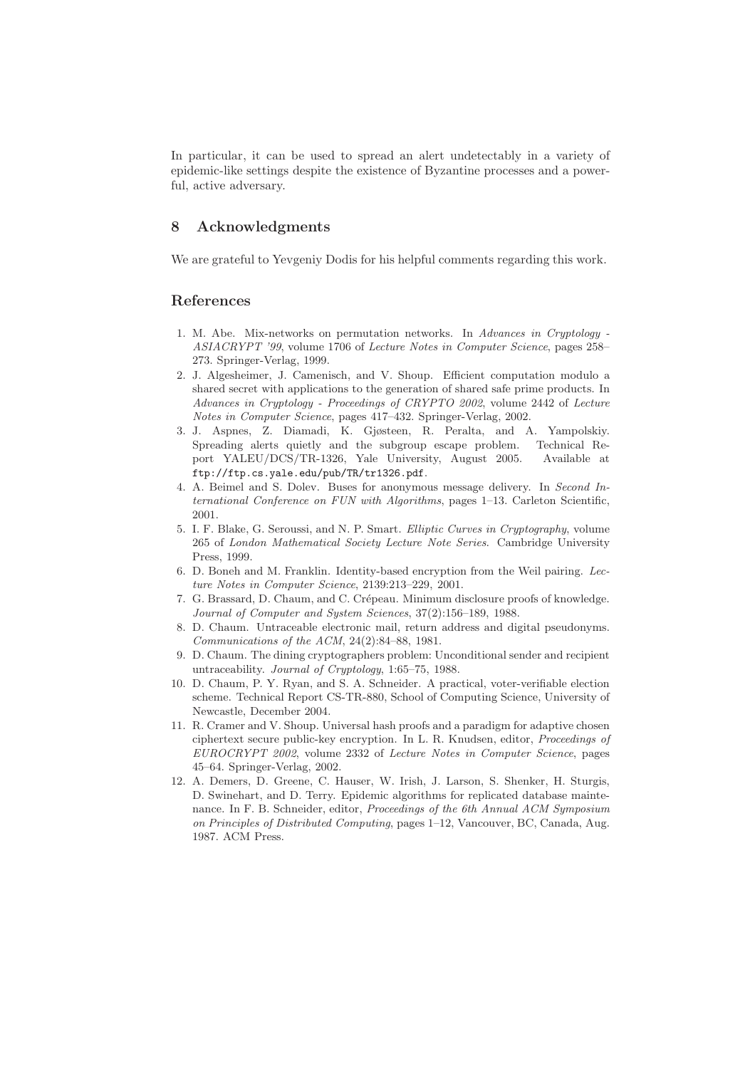In particular, it can be used to spread an alert undetectably in a variety of epidemic-like settings despite the existence of Byzantine processes and a powerful, active adversary.

## 8 Acknowledgments

We are grateful to Yevgeniy Dodis for his helpful comments regarding this work.

## References

1. M. Abe. Mix-networks on permutation networks. In *Advances in Cryptology - ASIACRYPT '99*, volume 1706 of *Lecture Notes in Computer Science*, pages 258–273. Springer-Verlag, 1999.
2. J. Algesheimer, J. Camenisch, and V. Shoup. Efficient computation modulo a shared secret with applications to the generation of shared safe prime products. In *Advances in Cryptology - Proceedings of CRYPTO 2002*, volume 2442 of *Lecture Notes in Computer Science*, pages 417–432. Springer-Verlag, 2002.
3. J. Aspnes, Z. Diamadi, K. Gjøsteen, R. Peralta, and A. Yampolskiy. Spreading alerts quietly and the subgroup escape problem. Technical Report YALEU/DCS/TR-1326, Yale University, August 2005. Available at `ftp://ftp.cs.yale.edu/pub/TR/tr1326.pdf`.
4. A. Beimel and S. Dolev. Buses for anonymous message delivery. In *Second International Conference on FUN with Algorithms*, pages 1–13. Carleton Scientific, 2001.
5. I. F. Blake, G. Seroussi, and N. P. Smart. *Elliptic Curves in Cryptography*, volume 265 of *London Mathematical Society Lecture Note Series*. Cambridge University Press, 1999.
6. D. Boneh and M. Franklin. Identity-based encryption from the Weil pairing. *Lecture Notes in Computer Science*, 2139:213–229, 2001.
7. G. Brassard, D. Chaum, and C. Crépeau. Minimum disclosure proofs of knowledge. *Journal of Computer and System Sciences*, 37(2):156–189, 1988.
8. D. Chaum. Untraceable electronic mail, return address and digital pseudonyms. *Communications of the ACM*, 24(2):84–88, 1981.
9. D. Chaum. The dining cryptographers problem: Unconditional sender and recipient untraceability. *Journal of Cryptology*, 1:65–75, 1988.
10. D. Chaum, P. Y. Ryan, and S. A. Schneider. A practical, voter-verifiable election scheme. Technical Report CS-TR-880, School of Computing Science, University of Newcastle, December 2004.
11. R. Cramer and V. Shoup. Universal hash proofs and a paradigm for adaptive chosen ciphertext secure public-key encryption. In L. R. Knudsen, editor, *Proceedings of EUROCRYPT 2002*, volume 2332 of *Lecture Notes in Computer Science*, pages 45–64. Springer-Verlag, 2002.
12. A. Demers, D. Greene, C. Hauser, W. Irish, J. Larson, S. Shenker, H. Sturgis, D. Swinehart, and D. Terry. Epidemic algorithms for replicated database maintenance. In F. B. Schneider, editor, *Proceedings of the 6th Annual ACM Symposium on Principles of Distributed Computing*, pages 1–12, Vancouver, BC, Canada, Aug. 1987. ACM Press.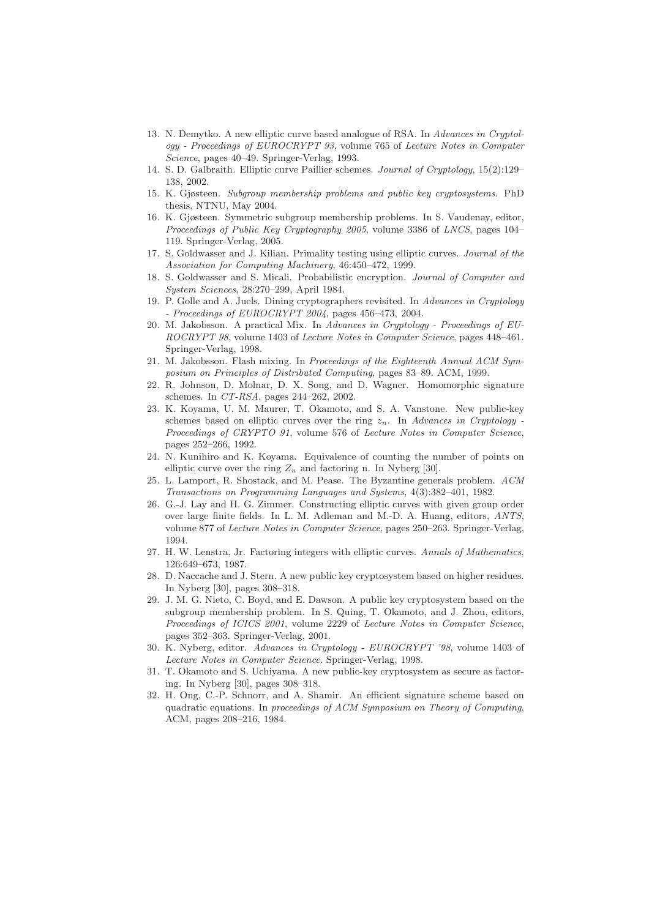13. N. Demytko. A new elliptic curve based analogue of RSA. In *Advances in Cryptology - Proceedings of EUROCRYPT 93*, volume 765 of *Lecture Notes in Computer Science*, pages 40–49. Springer-Verlag, 1993.
14. S. D. Galbraith. Elliptic curve Paillier schemes. *Journal of Cryptology*, 15(2):129–138, 2002.
15. K. Gjøsteen. *Subgroup membership problems and public key cryptosystems*. PhD thesis, NTNU, May 2004.
16. K. Gjøsteen. Symmetric subgroup membership problems. In S. Vaudenay, editor, *Proceedings of Public Key Cryptography 2005*, volume 3386 of *LNCS*, pages 104–119. Springer-Verlag, 2005.
17. S. Goldwasser and J. Kilian. Primality testing using elliptic curves. *Journal of the Association for Computing Machinery*, 46:450–472, 1999.
18. S. Goldwasser and S. Micali. Probabilistic encryption. *Journal of Computer and System Sciences*, 28:270–299, April 1984.
19. P. Golle and A. Juels. Dining cryptographers revisited. In *Advances in Cryptology - Proceedings of EUROCRYPT 2004*, pages 456–473, 2004.
20. M. Jakobsson. A practical Mix. In *Advances in Cryptology - Proceedings of EUROCRYPT 98*, volume 1403 of *Lecture Notes in Computer Science*, pages 448–461. Springer-Verlag, 1998.
21. M. Jakobsson. Flash mixing. In *Proceedings of the Eighteenth Annual ACM Symposium on Principles of Distributed Computing*, pages 83–89. ACM, 1999.
22. R. Johnson, D. Molnar, D. X. Song, and D. Wagner. Homomorphic signature schemes. In *CT-RSA*, pages 244–262, 2002.
23. K. Koyama, U. M. Maurer, T. Okamoto, and S. A. Vanstone. New public-key schemes based on elliptic curves over the ring $z_n$. In *Advances in Cryptology - Proceedings of CRYPTO 91*, volume 576 of *Lecture Notes in Computer Science*, pages 252–266, 1992.
24. N. Kunihiro and K. Koyama. Equivalence of counting the number of points on elliptic curve over the ring $Z_n$ and factoring n. In Nyberg [30].
25. L. Lamport, R. Shostack, and M. Pease. The Byzantine generals problem. *ACM Transactions on Programming Languages and Systems*, 4(3):382–401, 1982.
26. G.-J. Lay and H. G. Zimmer. Constructing elliptic curves with given group order over large finite fields. In L. M. Adleman and M.-D. A. Huang, editors, *ANTS*, volume 877 of *Lecture Notes in Computer Science*, pages 250–263. Springer-Verlag, 1994.
27. H. W. Lenstra, Jr. Factoring integers with elliptic curves. *Annals of Mathematics*, 126:649–673, 1987.
28. D. Naccache and J. Stern. A new public key cryptosystem based on higher residues. In Nyberg [30], pages 308–318.
29. J. M. G. Nieto, C. Boyd, and E. Dawson. A public key cryptosystem based on the subgroup membership problem. In S. Quing, T. Okamoto, and J. Zhou, editors, *Proceedings of ICICS 2001*, volume 2229 of *Lecture Notes in Computer Science*, pages 352–363. Springer-Verlag, 2001.
30. K. Nyberg, editor. *Advances in Cryptology - EUROCRYPT '98*, volume 1403 of *Lecture Notes in Computer Science*. Springer-Verlag, 1998.
31. T. Okamoto and S. Uchiyama. A new public-key cryptosystem as secure as factoring. In Nyberg [30], pages 308–318.
32. H. Ong, C.-P. Schnorr, and A. Shamir. An efficient signature scheme based on quadratic equations. In *proceedings of ACM Symposium on Theory of Computing*, ACM, pages 208–216, 1984.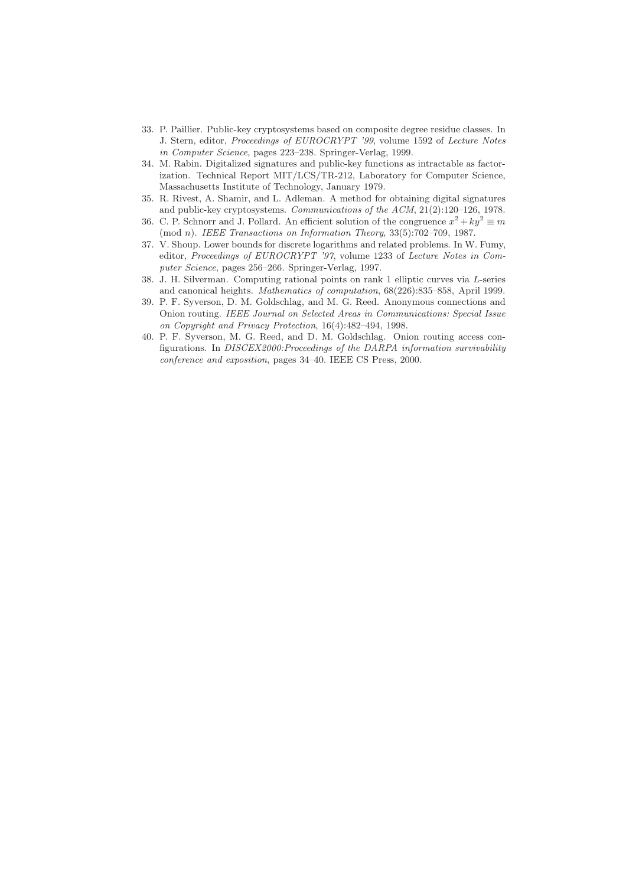33. P. Paillier. Public-key cryptosystems based on composite degree residue classes. In J. Stern, editor, *Proceedings of EUROCRYPT '99*, volume 1592 of *Lecture Notes in Computer Science*, pages 223–238. Springer-Verlag, 1999.
34. M. Rabin. Digitalized signatures and public-key functions as intractable as factorization. Technical Report MIT/LCS/TR-212, Laboratory for Computer Science, Massachusetts Institute of Technology, January 1979.
35. R. Rivest, A. Shamir, and L. Adleman. A method for obtaining digital signatures and public-key cryptosystems. *Communications of the ACM*, 21(2):120–126, 1978.
36. C. P. Schnorr and J. Pollard. An efficient solution of the congruence $x^2 + ky^2 \equiv m \pmod{n}$. *IEEE Transactions on Information Theory*, 33(5):702–709, 1987.
37. V. Shoup. Lower bounds for discrete logarithms and related problems. In W. Fumy, editor, *Proceedings of EUROCRYPT '97*, volume 1233 of *Lecture Notes in Computer Science*, pages 256–266. Springer-Verlag, 1997.
38. J. H. Silverman. Computing rational points on rank 1 elliptic curves via $L$-series and canonical heights. *Mathematics of computation*, 68(226):835–858, April 1999.
39. P. F. Syverson, D. M. Goldschlag, and M. G. Reed. Anonymous connections and Onion routing. *IEEE Journal on Selected Areas in Communications: Special Issue on Copyright and Privacy Protection*, 16(4):482–494, 1998.
40. P. F. Syverson, M. G. Reed, and D. M. Goldschlag. Onion routing access configurations. In *DISCEX2000:Proceedings of the DARPA information survivability conference and exposition*, pages 34–40. IEEE CS Press, 2000.